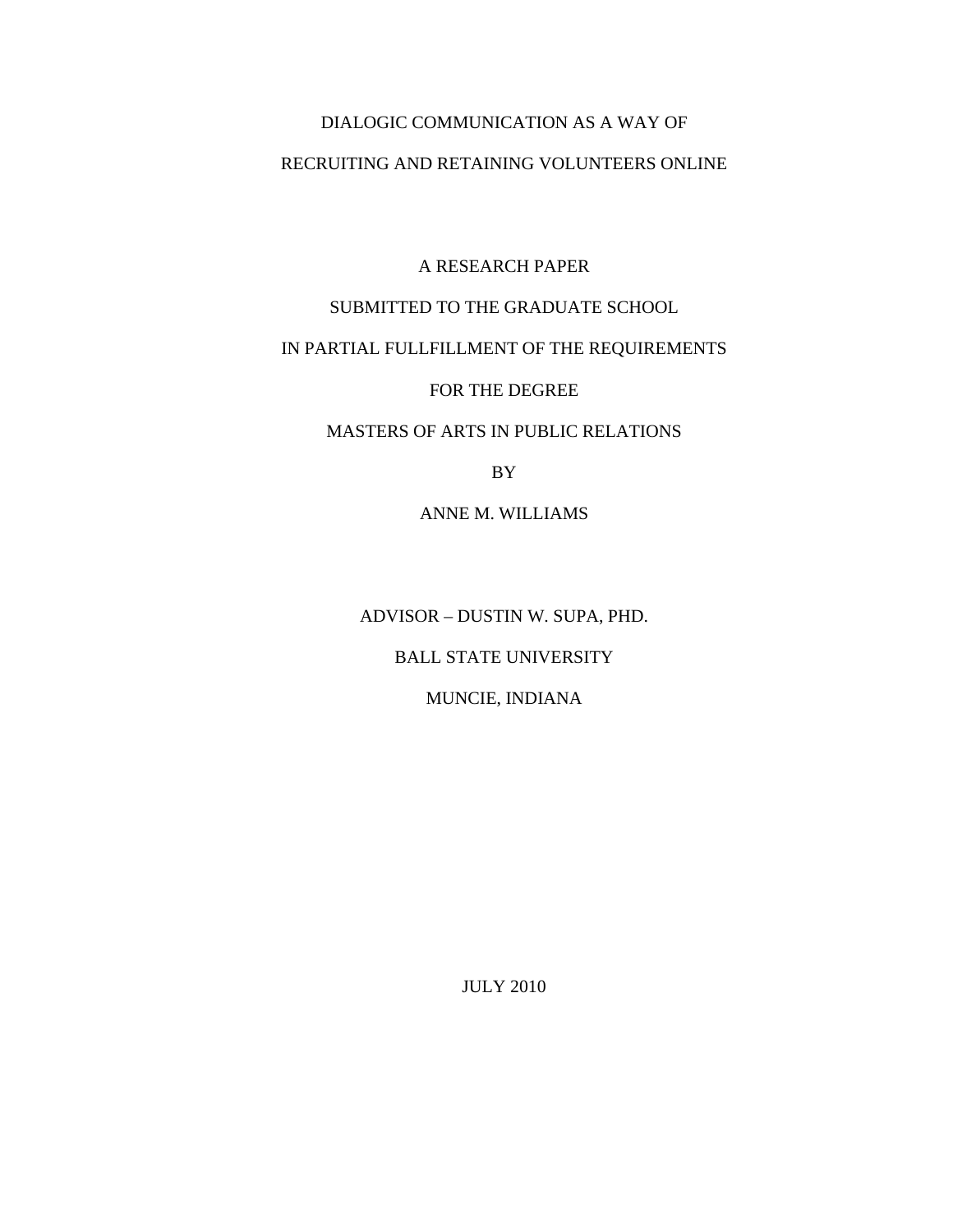# DIALOGIC COMMUNICATION AS A WAY OF RECRUITING AND RETAINING VOLUNTEERS ONLINE

A RESEARCH PAPER

SUBMITTED TO THE GRADUATE SCHOOL

IN PARTIAL FULLFILLMENT OF THE REQUIREMENTS

FOR THE DEGREE

MASTERS OF ARTS IN PUBLIC RELATIONS

BY

ANNE M. WILLIAMS

ADVISOR – DUSTIN W. SUPA, PHD.

BALL STATE UNIVERSITY

MUNCIE, INDIANA

JULY 2010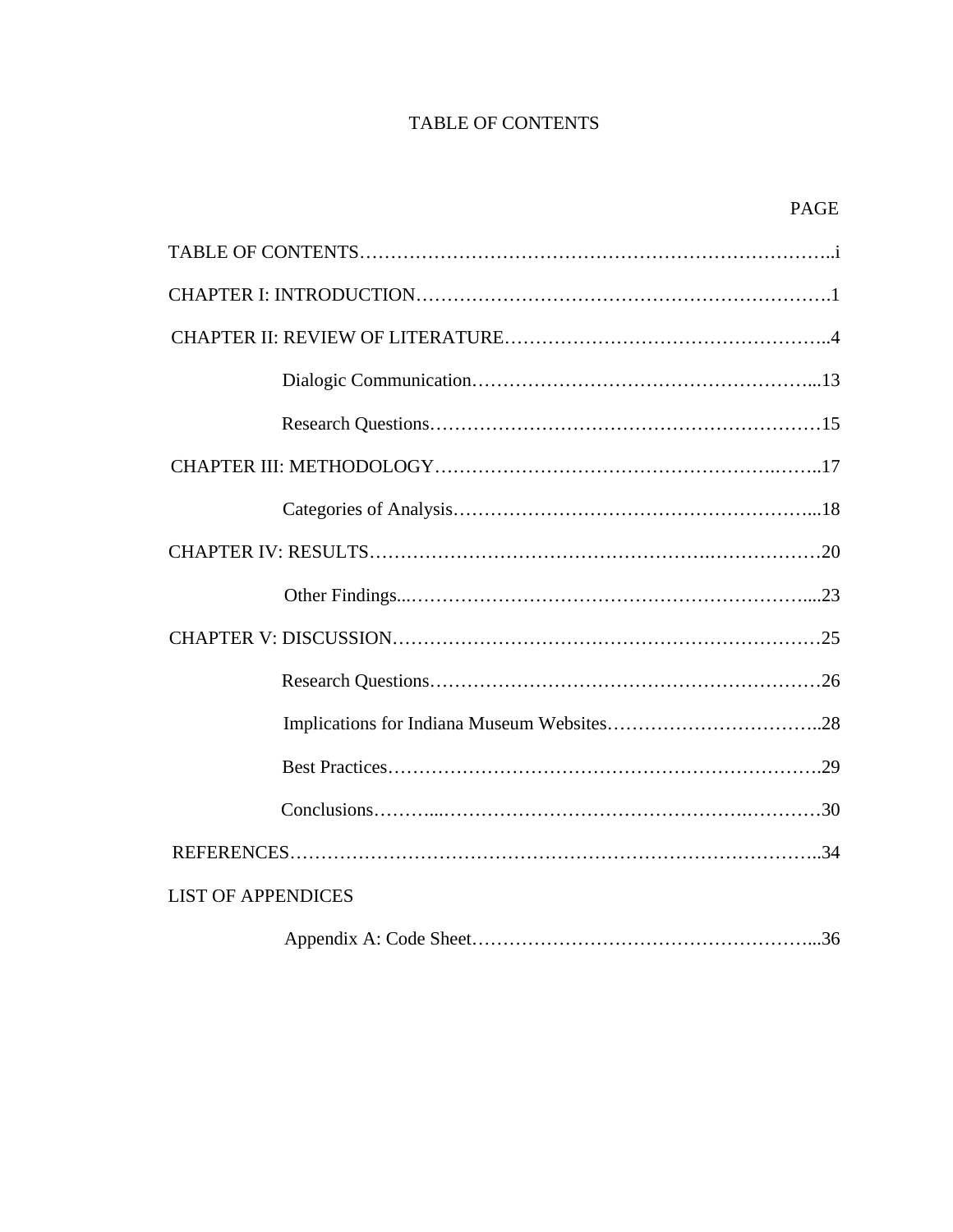# TABLE OF CONTENTS

| | PAGE |
|---|---|
| TABLE OF CONTENTS | i |
| CHAPTER I: INTRODUCTION | 1 |
| CHAPTER II: REVIEW OF LITERATURE | 4 |
| Dialogic Communication | 13 |
| Research Questions | 15 |
| CHAPTER III: METHODOLOGY | 17 |
| Categories of Analysis | 18 |
| CHAPTER IV: RESULTS | 20 |
| Other Findings | 23 |
| CHAPTER V: DISCUSSION | 25 |
| Research Questions | 26 |
| Implications for Indiana Museum Websites | 28 |
| Best Practices | 29 |
| Conclusions | 30 |
| REFERENCES | 34 |
| LIST OF APPENDICES | |
| Appendix A: Code Sheet | 36 |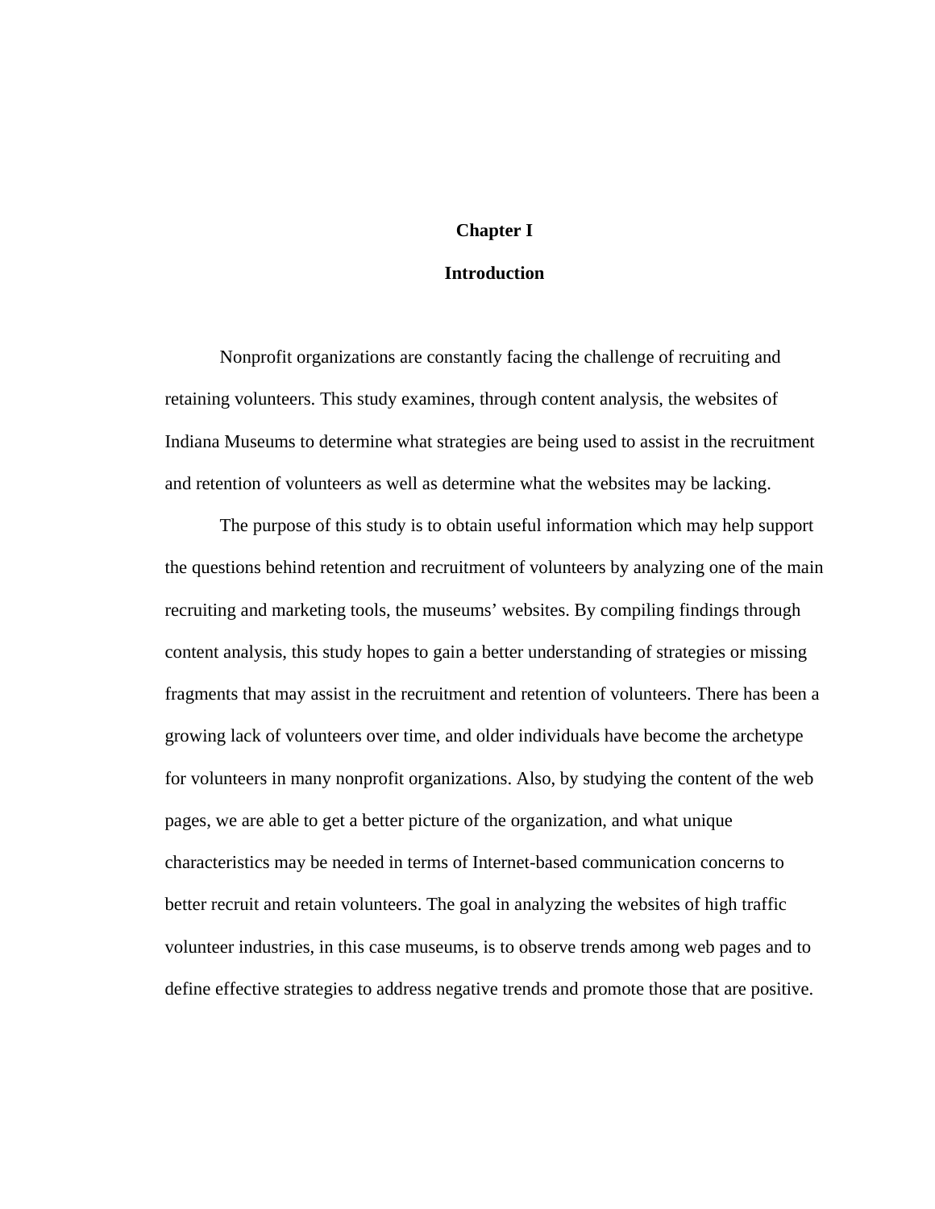# Chapter I

## Introduction

Nonprofit organizations are constantly facing the challenge of recruiting and retaining volunteers. This study examines, through content analysis, the websites of Indiana Museums to determine what strategies are being used to assist in the recruitment and retention of volunteers as well as determine what the websites may be lacking.

The purpose of this study is to obtain useful information which may help support the questions behind retention and recruitment of volunteers by analyzing one of the main recruiting and marketing tools, the museums' websites. By compiling findings through content analysis, this study hopes to gain a better understanding of strategies or missing fragments that may assist in the recruitment and retention of volunteers. There has been a growing lack of volunteers over time, and older individuals have become the archetype for volunteers in many nonprofit organizations. Also, by studying the content of the web pages, we are able to get a better picture of the organization, and what unique characteristics may be needed in terms of Internet-based communication concerns to better recruit and retain volunteers. The goal in analyzing the websites of high traffic volunteer industries, in this case museums, is to observe trends among web pages and to define effective strategies to address negative trends and promote those that are positive.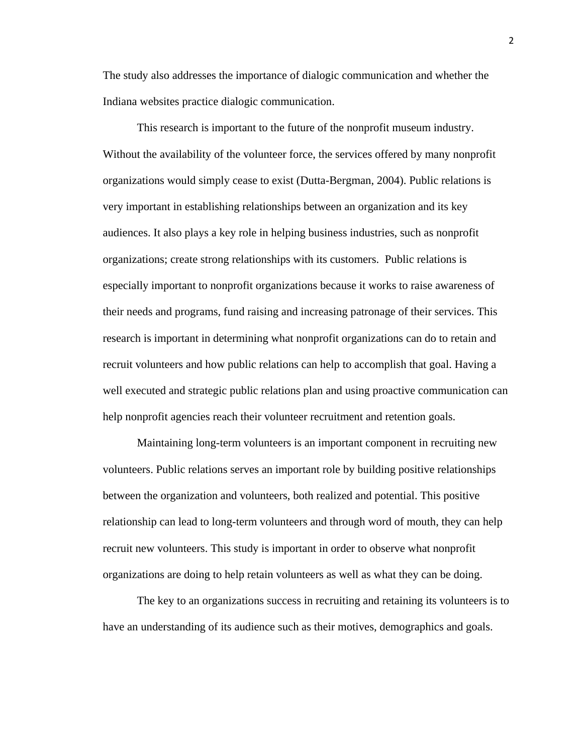The study also addresses the importance of dialogic communication and whether the Indiana websites practice dialogic communication.

This research is important to the future of the nonprofit museum industry. Without the availability of the volunteer force, the services offered by many nonprofit organizations would simply cease to exist (Dutta-Bergman, 2004). Public relations is very important in establishing relationships between an organization and its key audiences. It also plays a key role in helping business industries, such as nonprofit organizations; create strong relationships with its customers. Public relations is especially important to nonprofit organizations because it works to raise awareness of their needs and programs, fund raising and increasing patronage of their services. This research is important in determining what nonprofit organizations can do to retain and recruit volunteers and how public relations can help to accomplish that goal. Having a well executed and strategic public relations plan and using proactive communication can help nonprofit agencies reach their volunteer recruitment and retention goals.

Maintaining long-term volunteers is an important component in recruiting new volunteers. Public relations serves an important role by building positive relationships between the organization and volunteers, both realized and potential. This positive relationship can lead to long-term volunteers and through word of mouth, they can help recruit new volunteers. This study is important in order to observe what nonprofit organizations are doing to help retain volunteers as well as what they can be doing.

The key to an organizations success in recruiting and retaining its volunteers is to have an understanding of its audience such as their motives, demographics and goals.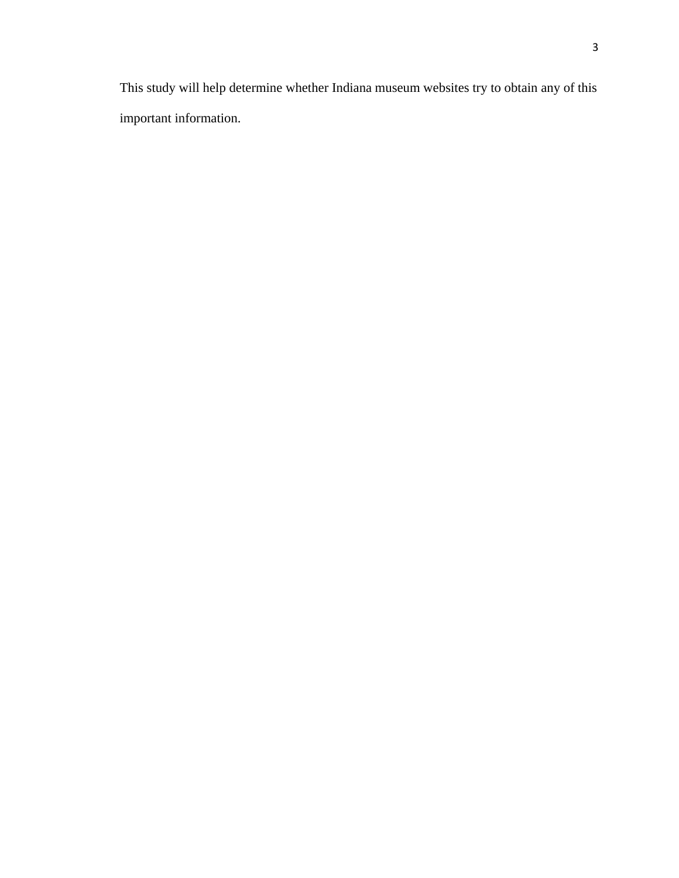This study will help determine whether Indiana museum websites try to obtain any of this important information.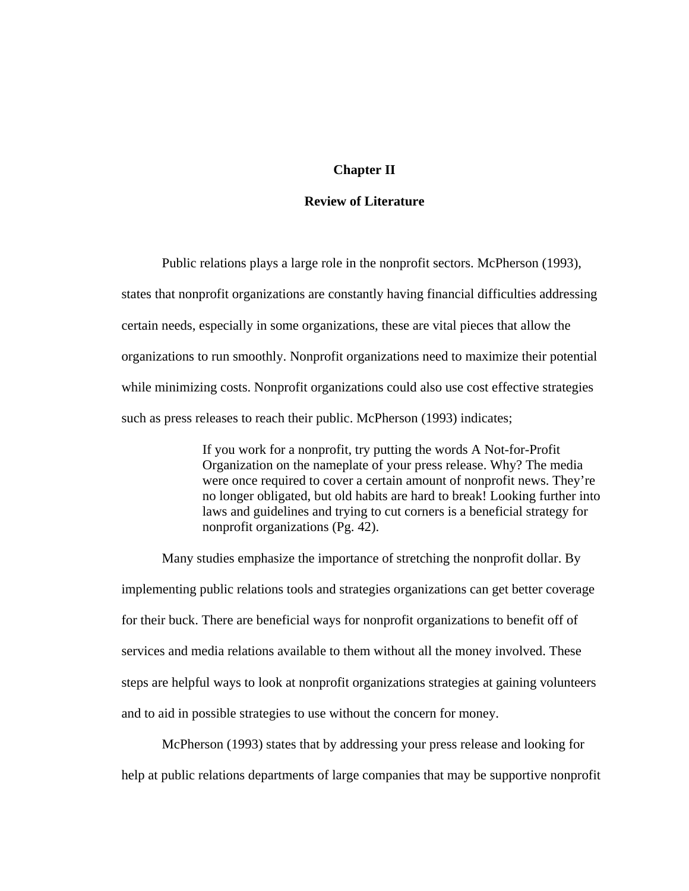# Chapter II

## Review of Literature

Public relations plays a large role in the nonprofit sectors. McPherson (1993), states that nonprofit organizations are constantly having financial difficulties addressing certain needs, especially in some organizations, these are vital pieces that allow the organizations to run smoothly. Nonprofit organizations need to maximize their potential while minimizing costs. Nonprofit organizations could also use cost effective strategies such as press releases to reach their public. McPherson (1993) indicates;

> If you work for a nonprofit, try putting the words A Not-for-Profit Organization on the nameplate of your press release. Why? The media were once required to cover a certain amount of nonprofit news. They're no longer obligated, but old habits are hard to break! Looking further into laws and guidelines and trying to cut corners is a beneficial strategy for nonprofit organizations (Pg. 42).

Many studies emphasize the importance of stretching the nonprofit dollar. By implementing public relations tools and strategies organizations can get better coverage for their buck. There are beneficial ways for nonprofit organizations to benefit off of services and media relations available to them without all the money involved. These steps are helpful ways to look at nonprofit organizations strategies at gaining volunteers and to aid in possible strategies to use without the concern for money.

McPherson (1993) states that by addressing your press release and looking for help at public relations departments of large companies that may be supportive nonprofit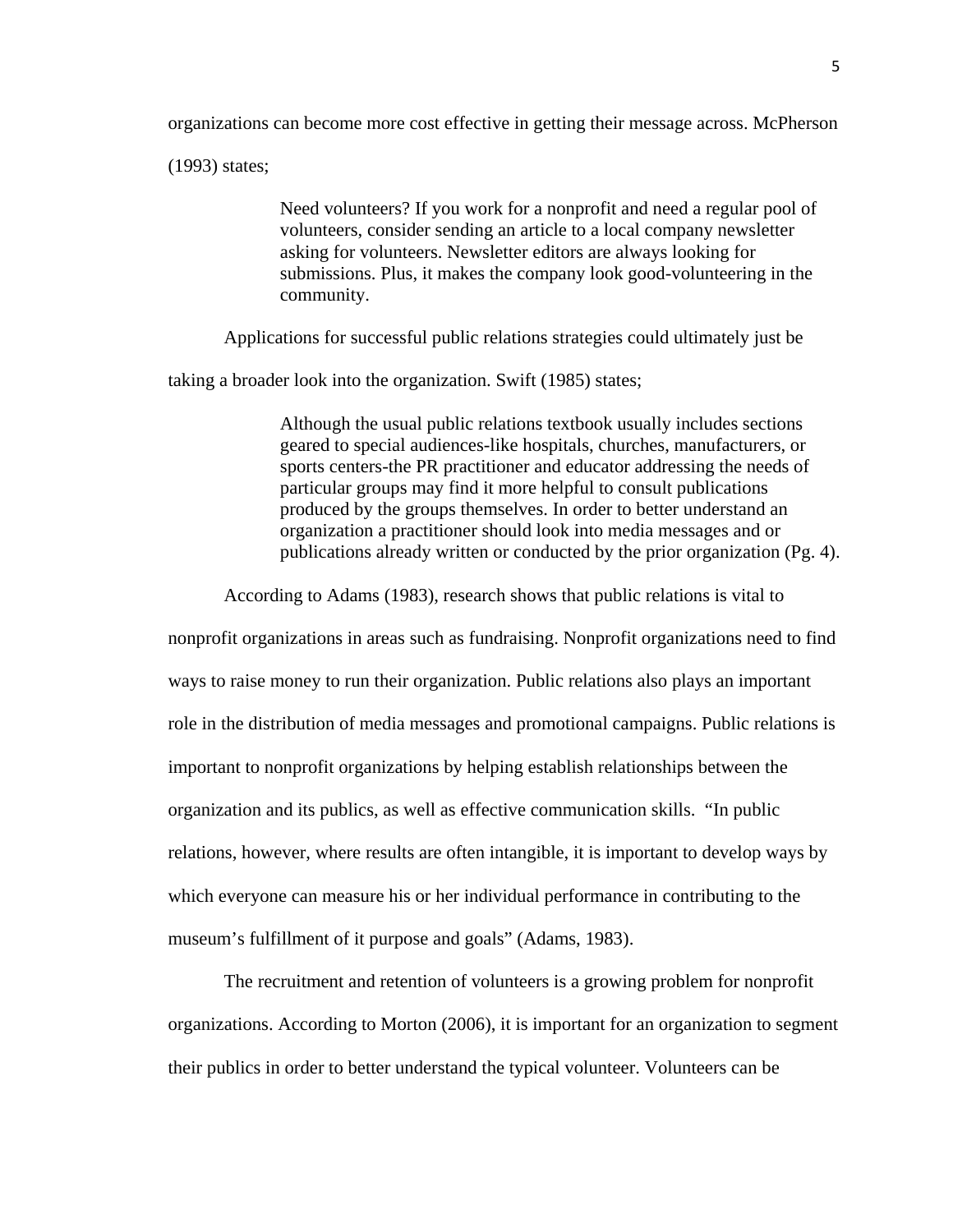organizations can become more cost effective in getting their message across. McPherson (1993) states;

> Need volunteers? If you work for a nonprofit and need a regular pool of volunteers, consider sending an article to a local company newsletter asking for volunteers. Newsletter editors are always looking for submissions. Plus, it makes the company look good-volunteering in the community.

Applications for successful public relations strategies could ultimately just be taking a broader look into the organization. Swift (1985) states;

> Although the usual public relations textbook usually includes sections geared to special audiences-like hospitals, churches, manufacturers, or sports centers-the PR practitioner and educator addressing the needs of particular groups may find it more helpful to consult publications produced by the groups themselves. In order to better understand an organization a practitioner should look into media messages and or publications already written or conducted by the prior organization (Pg. 4).

According to Adams (1983), research shows that public relations is vital to nonprofit organizations in areas such as fundraising. Nonprofit organizations need to find ways to raise money to run their organization. Public relations also plays an important role in the distribution of media messages and promotional campaigns. Public relations is important to nonprofit organizations by helping establish relationships between the organization and its publics, as well as effective communication skills. "In public relations, however, where results are often intangible, it is important to develop ways by which everyone can measure his or her individual performance in contributing to the museum's fulfillment of it purpose and goals" (Adams, 1983).

The recruitment and retention of volunteers is a growing problem for nonprofit organizations. According to Morton (2006), it is important for an organization to segment their publics in order to better understand the typical volunteer. Volunteers can be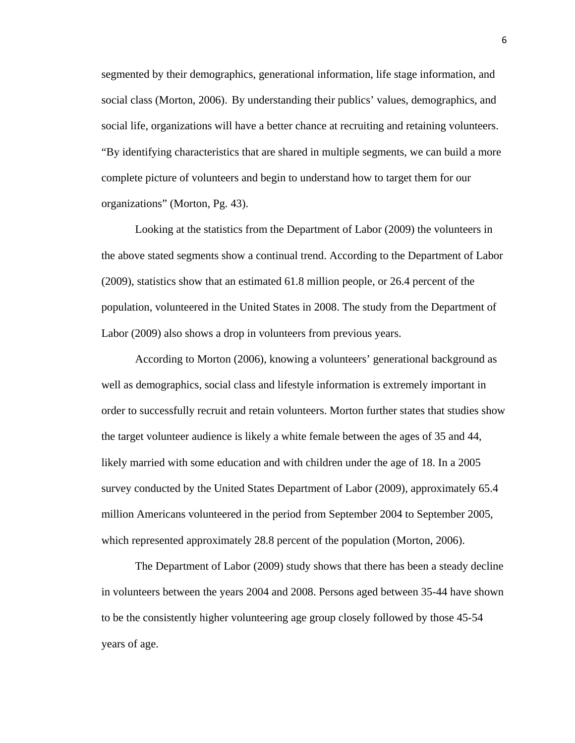segmented by their demographics, generational information, life stage information, and social class (Morton, 2006). By understanding their publics' values, demographics, and social life, organizations will have a better chance at recruiting and retaining volunteers. "By identifying characteristics that are shared in multiple segments, we can build a more complete picture of volunteers and begin to understand how to target them for our organizations" (Morton, Pg. 43).

Looking at the statistics from the Department of Labor (2009) the volunteers in the above stated segments show a continual trend. According to the Department of Labor (2009), statistics show that an estimated 61.8 million people, or 26.4 percent of the population, volunteered in the United States in 2008. The study from the Department of Labor (2009) also shows a drop in volunteers from previous years.

According to Morton (2006), knowing a volunteers' generational background as well as demographics, social class and lifestyle information is extremely important in order to successfully recruit and retain volunteers. Morton further states that studies show the target volunteer audience is likely a white female between the ages of 35 and 44, likely married with some education and with children under the age of 18. In a 2005 survey conducted by the United States Department of Labor (2009), approximately 65.4 million Americans volunteered in the period from September 2004 to September 2005, which represented approximately 28.8 percent of the population (Morton, 2006).

The Department of Labor (2009) study shows that there has been a steady decline in volunteers between the years 2004 and 2008. Persons aged between 35-44 have shown to be the consistently higher volunteering age group closely followed by those 45-54 years of age.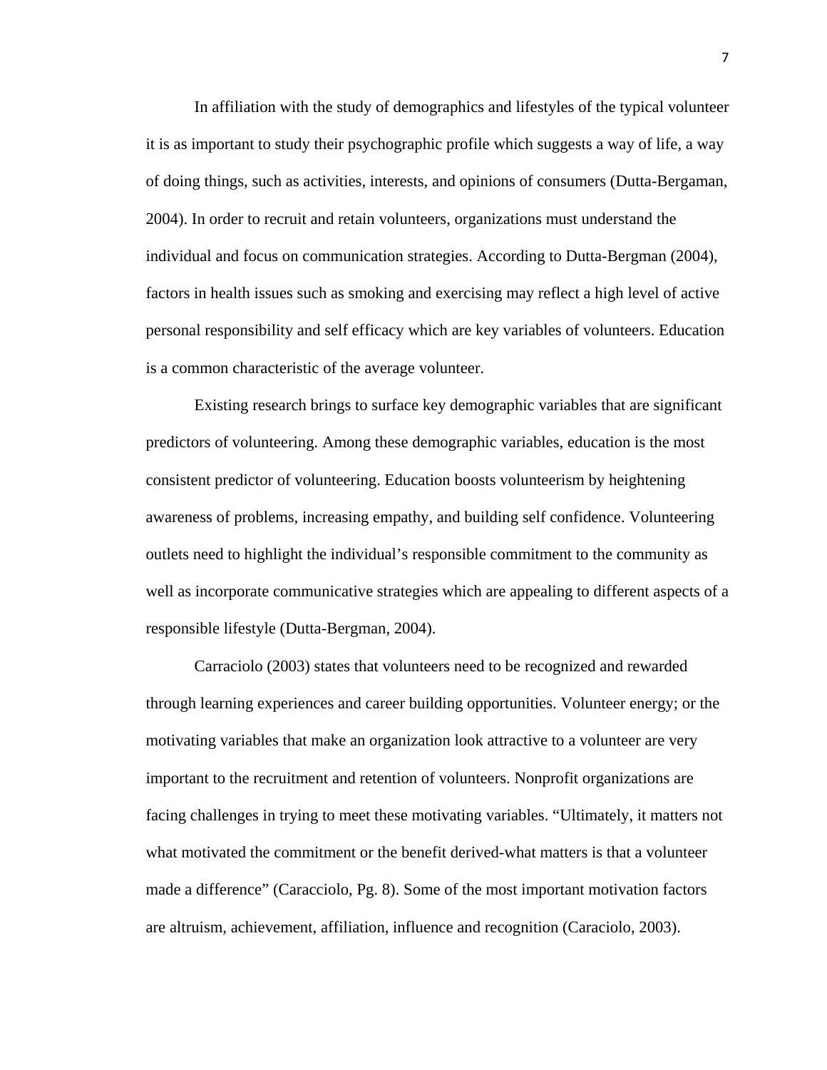In affiliation with the study of demographics and lifestyles of the typical volunteer it is as important to study their psychographic profile which suggests a way of life, a way of doing things, such as activities, interests, and opinions of consumers (Dutta-Bergaman, 2004). In order to recruit and retain volunteers, organizations must understand the individual and focus on communication strategies. According to Dutta-Bergman (2004), factors in health issues such as smoking and exercising may reflect a high level of active personal responsibility and self efficacy which are key variables of volunteers. Education is a common characteristic of the average volunteer.

Existing research brings to surface key demographic variables that are significant predictors of volunteering. Among these demographic variables, education is the most consistent predictor of volunteering. Education boosts volunteerism by heightening awareness of problems, increasing empathy, and building self confidence. Volunteering outlets need to highlight the individual's responsible commitment to the community as well as incorporate communicative strategies which are appealing to different aspects of a responsible lifestyle (Dutta-Bergman, 2004).

Carraciolo (2003) states that volunteers need to be recognized and rewarded through learning experiences and career building opportunities. Volunteer energy; or the motivating variables that make an organization look attractive to a volunteer are very important to the recruitment and retention of volunteers. Nonprofit organizations are facing challenges in trying to meet these motivating variables. "Ultimately, it matters not what motivated the commitment or the benefit derived-what matters is that a volunteer made a difference" (Caracciolo, Pg. 8). Some of the most important motivation factors are altruism, achievement, affiliation, influence and recognition (Caraciolo, 2003).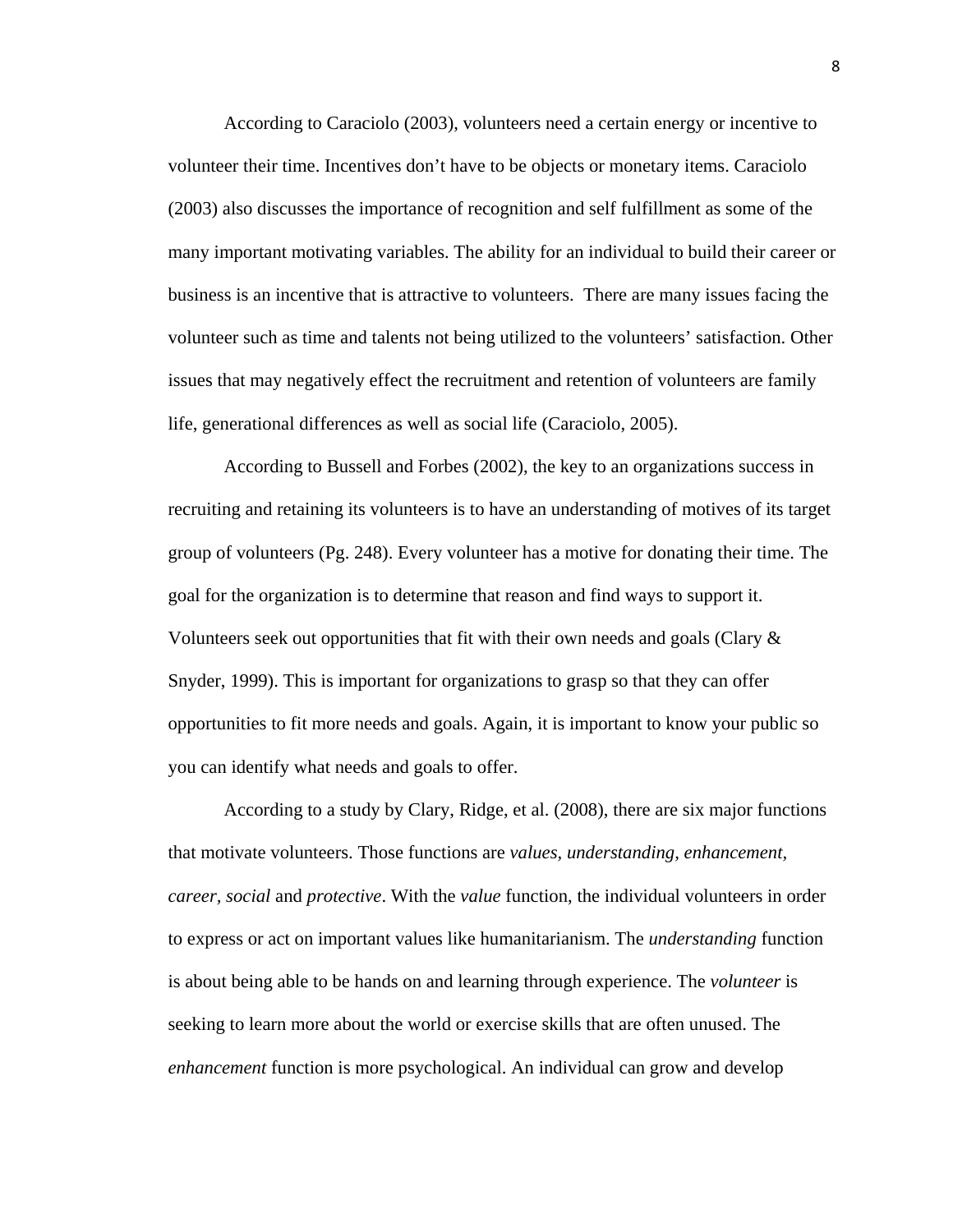According to Caraciolo (2003), volunteers need a certain energy or incentive to volunteer their time. Incentives don't have to be objects or monetary items. Caraciolo (2003) also discusses the importance of recognition and self fulfillment as some of the many important motivating variables. The ability for an individual to build their career or business is an incentive that is attractive to volunteers.  There are many issues facing the volunteer such as time and talents not being utilized to the volunteers' satisfaction. Other issues that may negatively effect the recruitment and retention of volunteers are family life, generational differences as well as social life (Caraciolo, 2005).

According to Bussell and Forbes (2002), the key to an organizations success in recruiting and retaining its volunteers is to have an understanding of motives of its target group of volunteers (Pg. 248). Every volunteer has a motive for donating their time. The goal for the organization is to determine that reason and find ways to support it. Volunteers seek out opportunities that fit with their own needs and goals (Clary & Snyder, 1999). This is important for organizations to grasp so that they can offer opportunities to fit more needs and goals. Again, it is important to know your public so you can identify what needs and goals to offer.

According to a study by Clary, Ridge, et al. (2008), there are six major functions that motivate volunteers. Those functions are *values, understanding, enhancement, career, social* and *protective*. With the *value* function, the individual volunteers in order to express or act on important values like humanitarianism. The *understanding* function is about being able to be hands on and learning through experience. The *volunteer* is seeking to learn more about the world or exercise skills that are often unused. The *enhancement* function is more psychological. An individual can grow and develop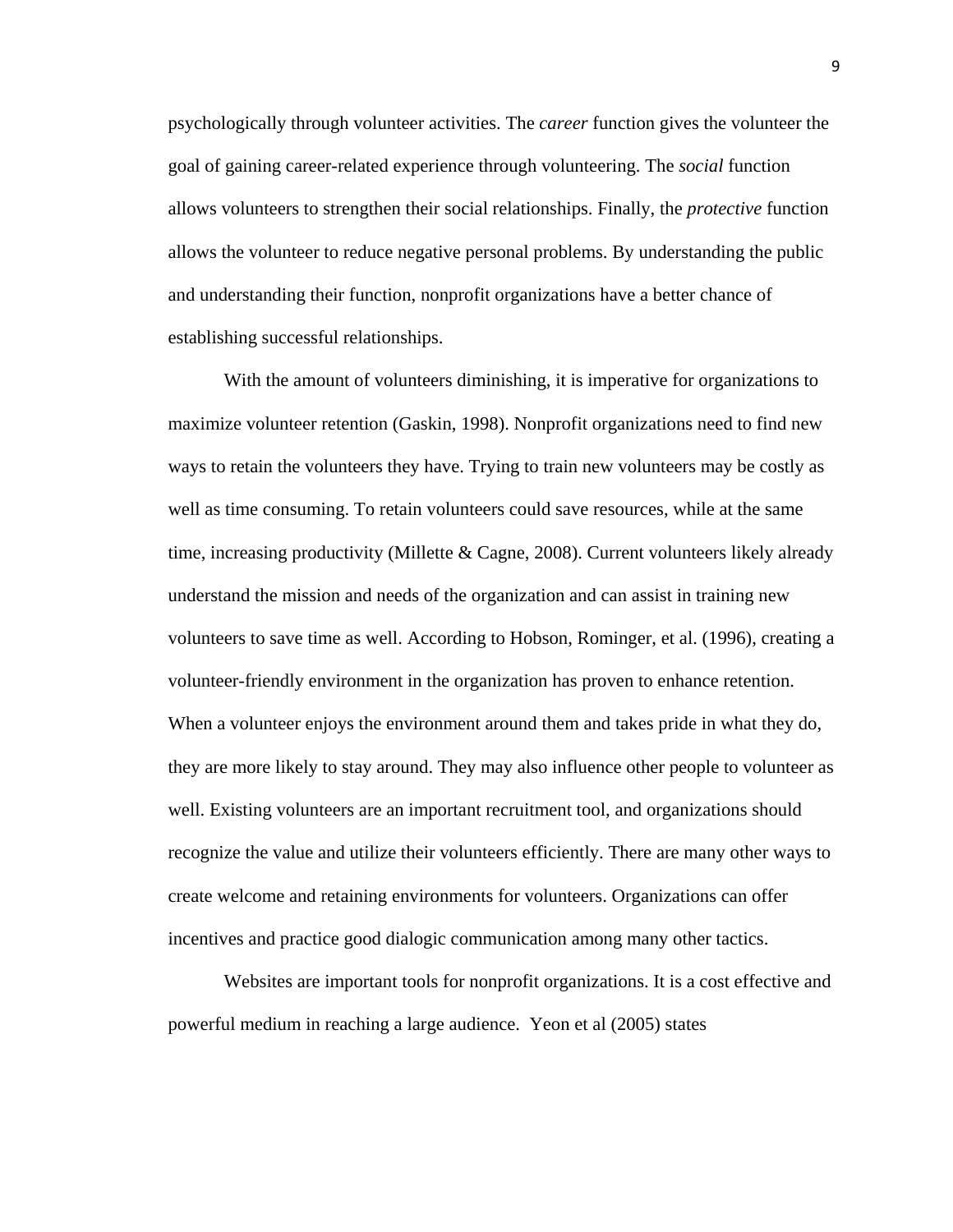psychologically through volunteer activities. The *career* function gives the volunteer the goal of gaining career-related experience through volunteering. The *social* function allows volunteers to strengthen their social relationships. Finally, the *protective* function allows the volunteer to reduce negative personal problems. By understanding the public and understanding their function, nonprofit organizations have a better chance of establishing successful relationships.

With the amount of volunteers diminishing, it is imperative for organizations to maximize volunteer retention (Gaskin, 1998). Nonprofit organizations need to find new ways to retain the volunteers they have. Trying to train new volunteers may be costly as well as time consuming. To retain volunteers could save resources, while at the same time, increasing productivity (Millette & Cagne, 2008). Current volunteers likely already understand the mission and needs of the organization and can assist in training new volunteers to save time as well. According to Hobson, Rominger, et al. (1996), creating a volunteer-friendly environment in the organization has proven to enhance retention. When a volunteer enjoys the environment around them and takes pride in what they do, they are more likely to stay around. They may also influence other people to volunteer as well. Existing volunteers are an important recruitment tool, and organizations should recognize the value and utilize their volunteers efficiently. There are many other ways to create welcome and retaining environments for volunteers. Organizations can offer incentives and practice good dialogic communication among many other tactics.

Websites are important tools for nonprofit organizations. It is a cost effective and powerful medium in reaching a large audience. Yeon et al (2005) states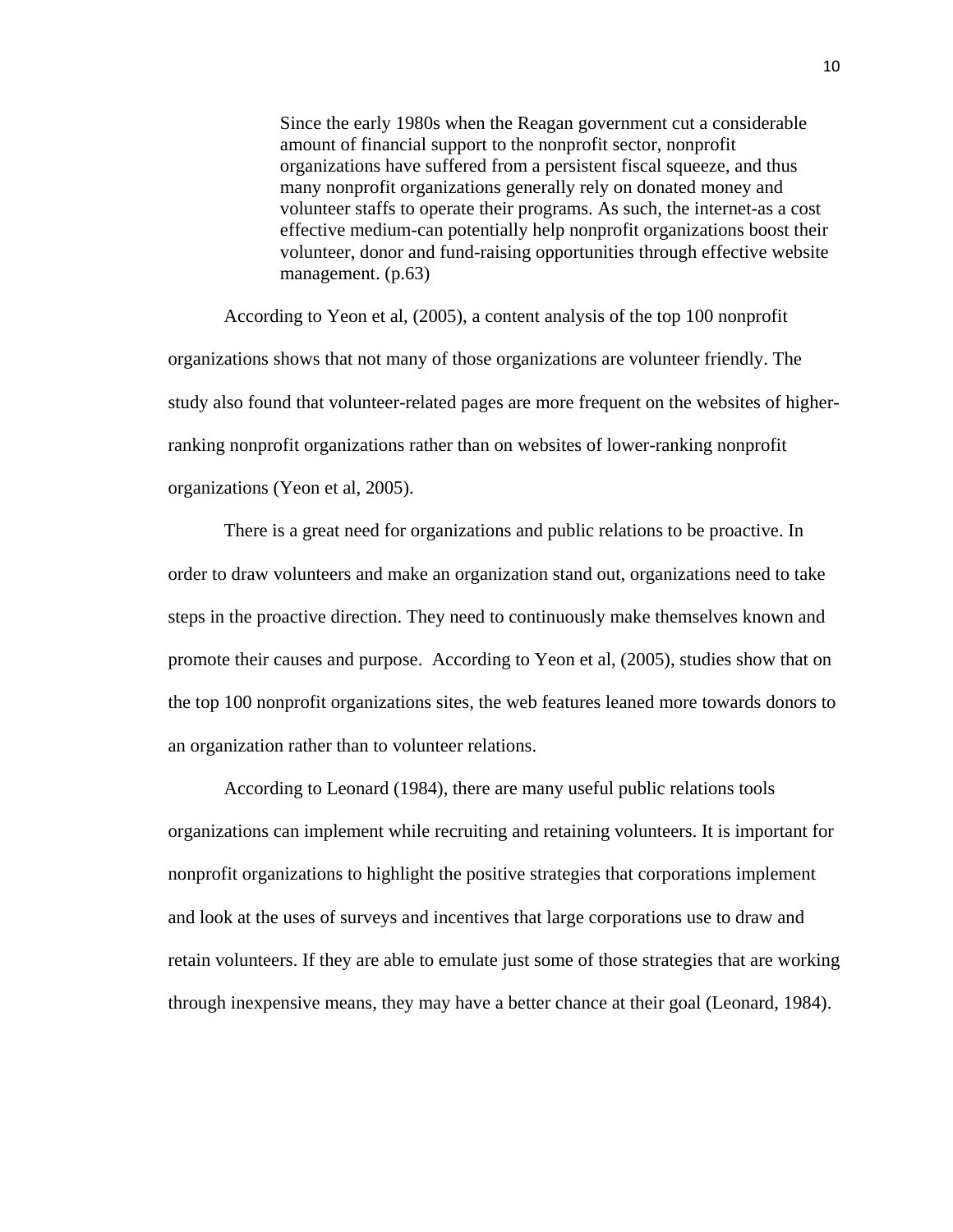> Since the early 1980s when the Reagan government cut a considerable amount of financial support to the nonprofit sector, nonprofit organizations have suffered from a persistent fiscal squeeze, and thus many nonprofit organizations generally rely on donated money and volunteer staffs to operate their programs. As such, the internet-as a cost effective medium-can potentially help nonprofit organizations boost their volunteer, donor and fund-raising opportunities through effective website management. (p.63)

According to Yeon et al, (2005), a content analysis of the top 100 nonprofit organizations shows that not many of those organizations are volunteer friendly. The study also found that volunteer-related pages are more frequent on the websites of higher-ranking nonprofit organizations rather than on websites of lower-ranking nonprofit organizations (Yeon et al, 2005).

There is a great need for organizations and public relations to be proactive. In order to draw volunteers and make an organization stand out, organizations need to take steps in the proactive direction. They need to continuously make themselves known and promote their causes and purpose. According to Yeon et al, (2005), studies show that on the top 100 nonprofit organizations sites, the web features leaned more towards donors to an organization rather than to volunteer relations.

According to Leonard (1984), there are many useful public relations tools organizations can implement while recruiting and retaining volunteers. It is important for nonprofit organizations to highlight the positive strategies that corporations implement and look at the uses of surveys and incentives that large corporations use to draw and retain volunteers. If they are able to emulate just some of those strategies that are working through inexpensive means, they may have a better chance at their goal (Leonard, 1984).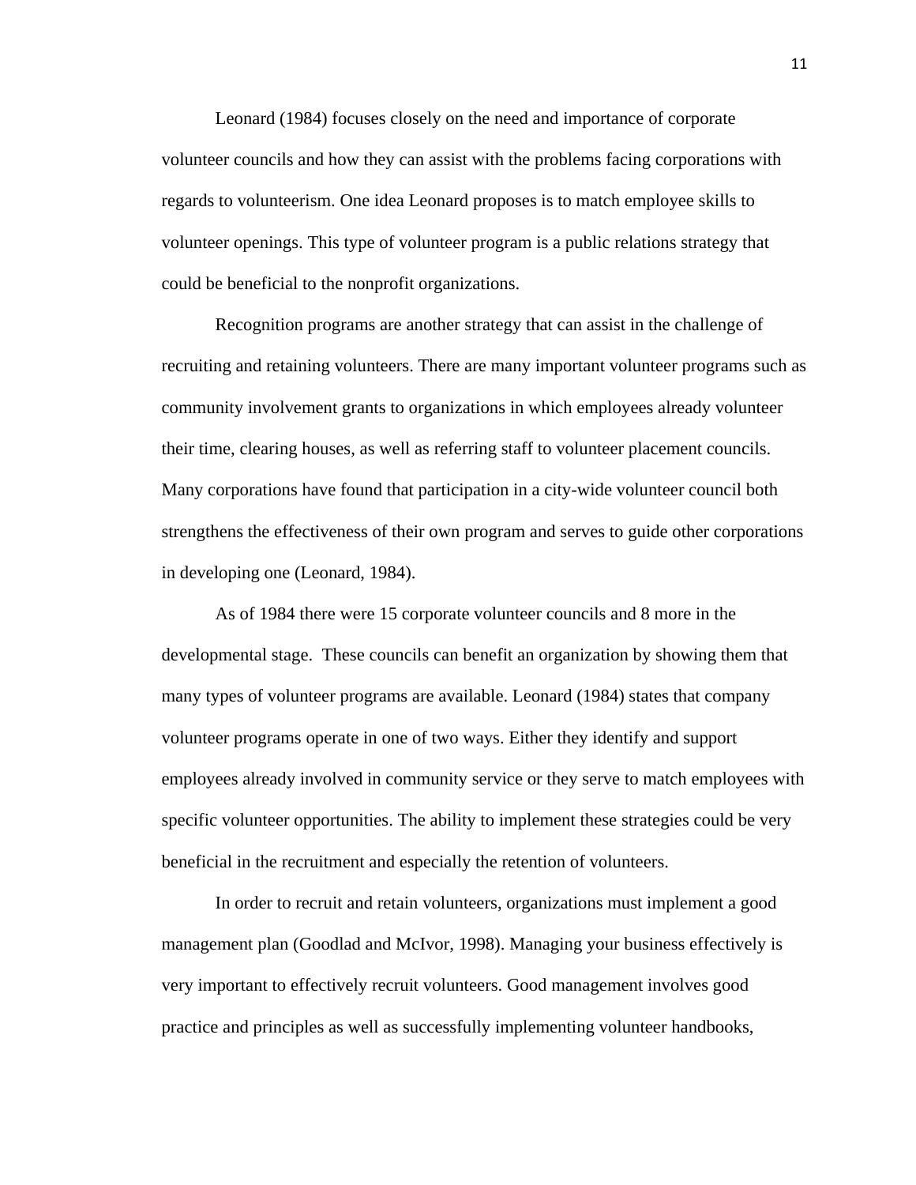Leonard (1984) focuses closely on the need and importance of corporate volunteer councils and how they can assist with the problems facing corporations with regards to volunteerism. One idea Leonard proposes is to match employee skills to volunteer openings. This type of volunteer program is a public relations strategy that could be beneficial to the nonprofit organizations.

Recognition programs are another strategy that can assist in the challenge of recruiting and retaining volunteers. There are many important volunteer programs such as community involvement grants to organizations in which employees already volunteer their time, clearing houses, as well as referring staff to volunteer placement councils. Many corporations have found that participation in a city-wide volunteer council both strengthens the effectiveness of their own program and serves to guide other corporations in developing one (Leonard, 1984).

As of 1984 there were 15 corporate volunteer councils and 8 more in the developmental stage. These councils can benefit an organization by showing them that many types of volunteer programs are available. Leonard (1984) states that company volunteer programs operate in one of two ways. Either they identify and support employees already involved in community service or they serve to match employees with specific volunteer opportunities. The ability to implement these strategies could be very beneficial in the recruitment and especially the retention of volunteers.

In order to recruit and retain volunteers, organizations must implement a good management plan (Goodlad and McIvor, 1998). Managing your business effectively is very important to effectively recruit volunteers. Good management involves good practice and principles as well as successfully implementing volunteer handbooks,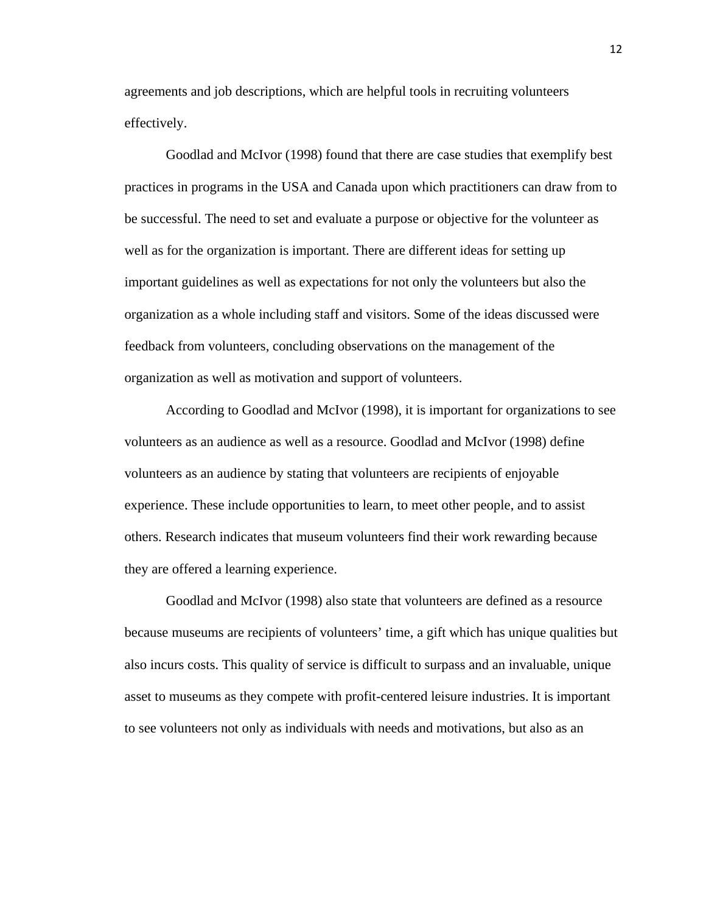agreements and job descriptions, which are helpful tools in recruiting volunteers effectively.

Goodlad and McIvor (1998) found that there are case studies that exemplify best practices in programs in the USA and Canada upon which practitioners can draw from to be successful. The need to set and evaluate a purpose or objective for the volunteer as well as for the organization is important. There are different ideas for setting up important guidelines as well as expectations for not only the volunteers but also the organization as a whole including staff and visitors. Some of the ideas discussed were feedback from volunteers, concluding observations on the management of the organization as well as motivation and support of volunteers.

According to Goodlad and McIvor (1998), it is important for organizations to see volunteers as an audience as well as a resource. Goodlad and McIvor (1998) define volunteers as an audience by stating that volunteers are recipients of enjoyable experience. These include opportunities to learn, to meet other people, and to assist others. Research indicates that museum volunteers find their work rewarding because they are offered a learning experience.

Goodlad and McIvor (1998) also state that volunteers are defined as a resource because museums are recipients of volunteers' time, a gift which has unique qualities but also incurs costs. This quality of service is difficult to surpass and an invaluable, unique asset to museums as they compete with profit-centered leisure industries. It is important to see volunteers not only as individuals with needs and motivations, but also as an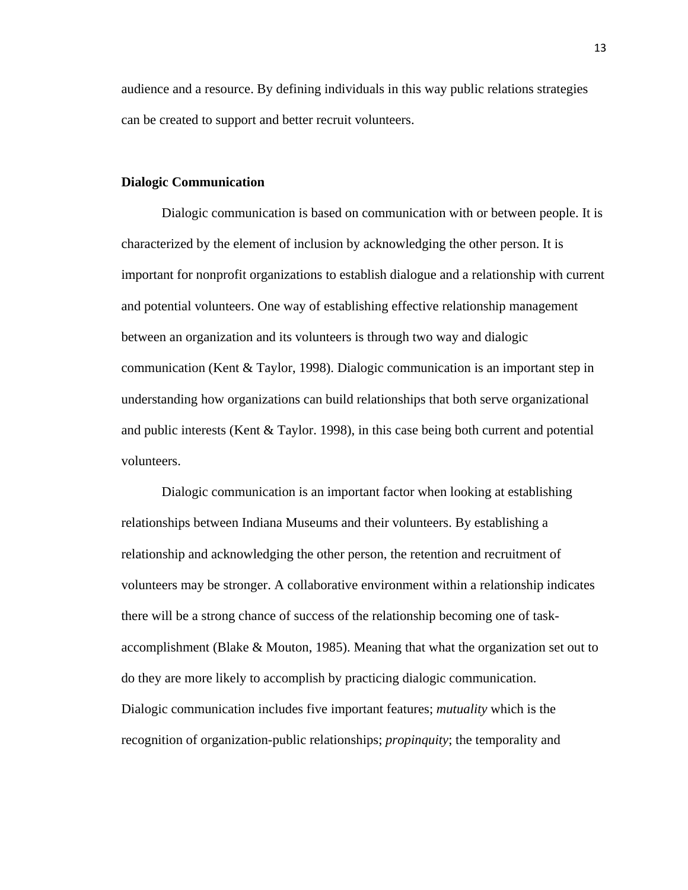audience and a resource. By defining individuals in this way public relations strategies can be created to support and better recruit volunteers.

**Dialogic Communication**

Dialogic communication is based on communication with or between people. It is characterized by the element of inclusion by acknowledging the other person. It is important for nonprofit organizations to establish dialogue and a relationship with current and potential volunteers. One way of establishing effective relationship management between an organization and its volunteers is through two way and dialogic communication (Kent & Taylor, 1998). Dialogic communication is an important step in understanding how organizations can build relationships that both serve organizational and public interests (Kent & Taylor. 1998), in this case being both current and potential volunteers.

Dialogic communication is an important factor when looking at establishing relationships between Indiana Museums and their volunteers. By establishing a relationship and acknowledging the other person, the retention and recruitment of volunteers may be stronger. A collaborative environment within a relationship indicates there will be a strong chance of success of the relationship becoming one of task-accomplishment (Blake & Mouton, 1985). Meaning that what the organization set out to do they are more likely to accomplish by practicing dialogic communication.
Dialogic communication includes five important features; *mutuality* which is the recognition of organization-public relationships; *propinquity*; the temporality and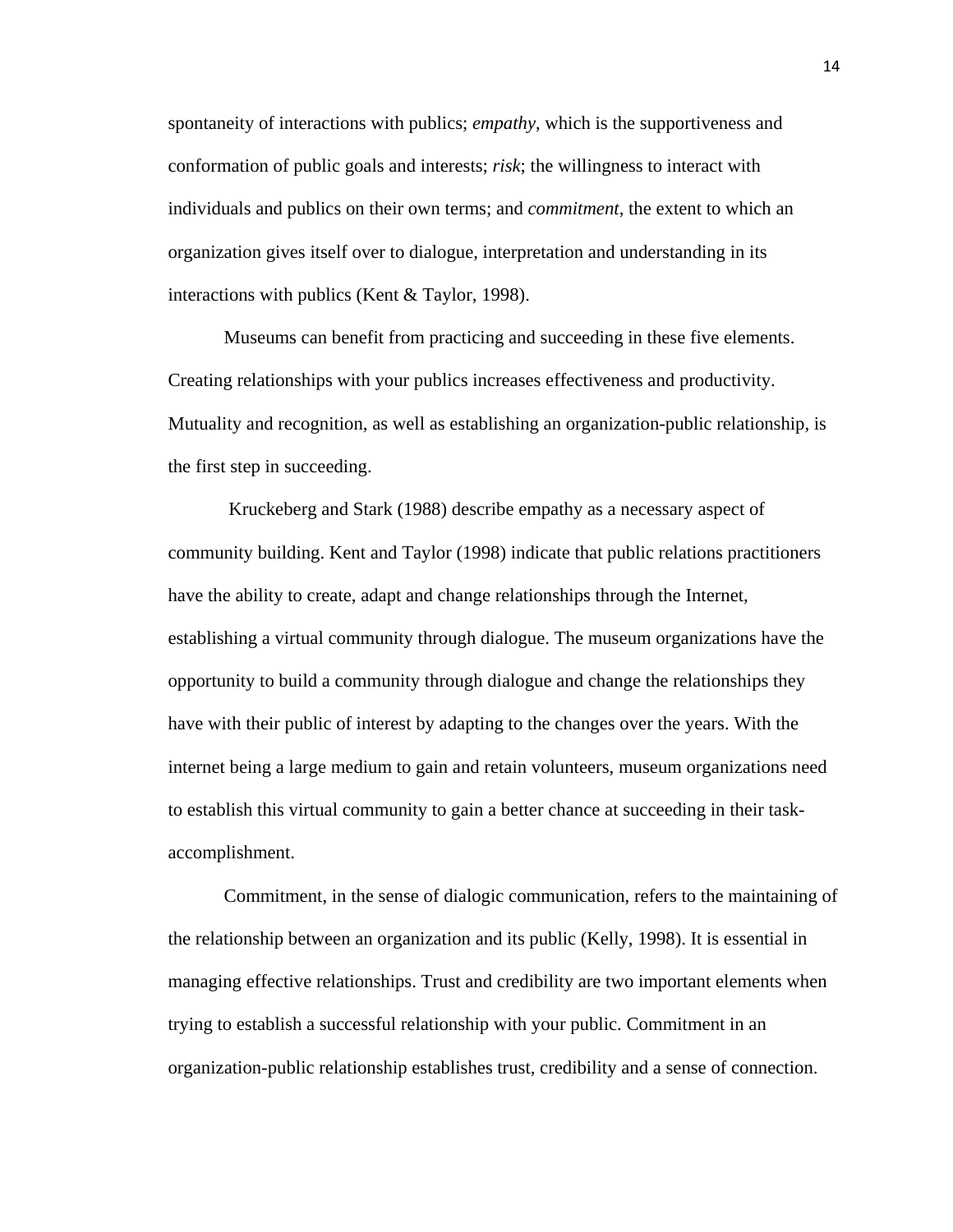spontaneity of interactions with publics; *empathy*, which is the supportiveness and conformation of public goals and interests; *risk*; the willingness to interact with individuals and publics on their own terms; and *commitment*, the extent to which an organization gives itself over to dialogue, interpretation and understanding in its interactions with publics (Kent & Taylor, 1998).

Museums can benefit from practicing and succeeding in these five elements. Creating relationships with your publics increases effectiveness and productivity. Mutuality and recognition, as well as establishing an organization-public relationship, is the first step in succeeding.

Kruckeberg and Stark (1988) describe empathy as a necessary aspect of community building. Kent and Taylor (1998) indicate that public relations practitioners have the ability to create, adapt and change relationships through the Internet, establishing a virtual community through dialogue. The museum organizations have the opportunity to build a community through dialogue and change the relationships they have with their public of interest by adapting to the changes over the years. With the internet being a large medium to gain and retain volunteers, museum organizations need to establish this virtual community to gain a better chance at succeeding in their task-accomplishment.

Commitment, in the sense of dialogic communication, refers to the maintaining of the relationship between an organization and its public (Kelly, 1998). It is essential in managing effective relationships. Trust and credibility are two important elements when trying to establish a successful relationship with your public. Commitment in an organization-public relationship establishes trust, credibility and a sense of connection.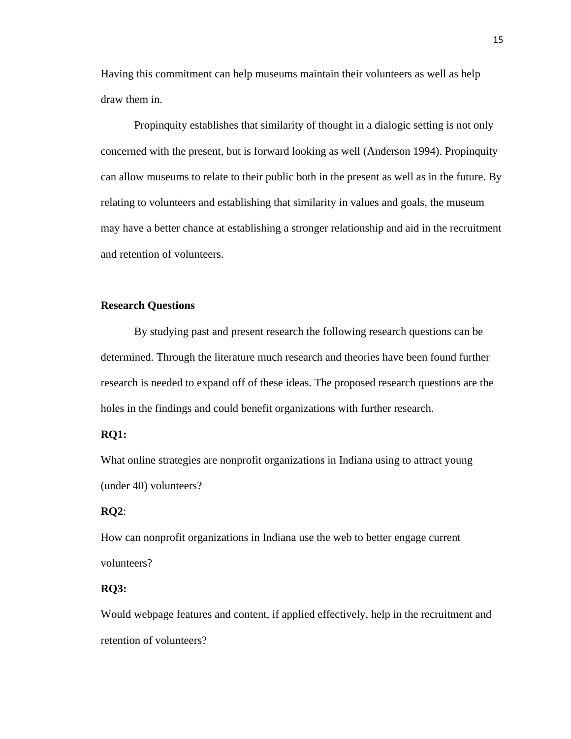Having this commitment can help museums maintain their volunteers as well as help draw them in.

Propinquity establishes that similarity of thought in a dialogic setting is not only concerned with the present, but is forward looking as well (Anderson 1994). Propinquity can allow museums to relate to their public both in the present as well as in the future. By relating to volunteers and establishing that similarity in values and goals, the museum may have a better chance at establishing a stronger relationship and aid in the recruitment and retention of volunteers.

## Research Questions

By studying past and present research the following research questions can be determined. Through the literature much research and theories have been found further research is needed to expand off of these ideas. The proposed research questions are the holes in the findings and could benefit organizations with further research.

**RQ1:**

What online strategies are nonprofit organizations in Indiana using to attract young (under 40) volunteers?

**RQ2**:

How can nonprofit organizations in Indiana use the web to better engage current volunteers?

**RQ3:**

Would webpage features and content, if applied effectively, help in the recruitment and retention of volunteers?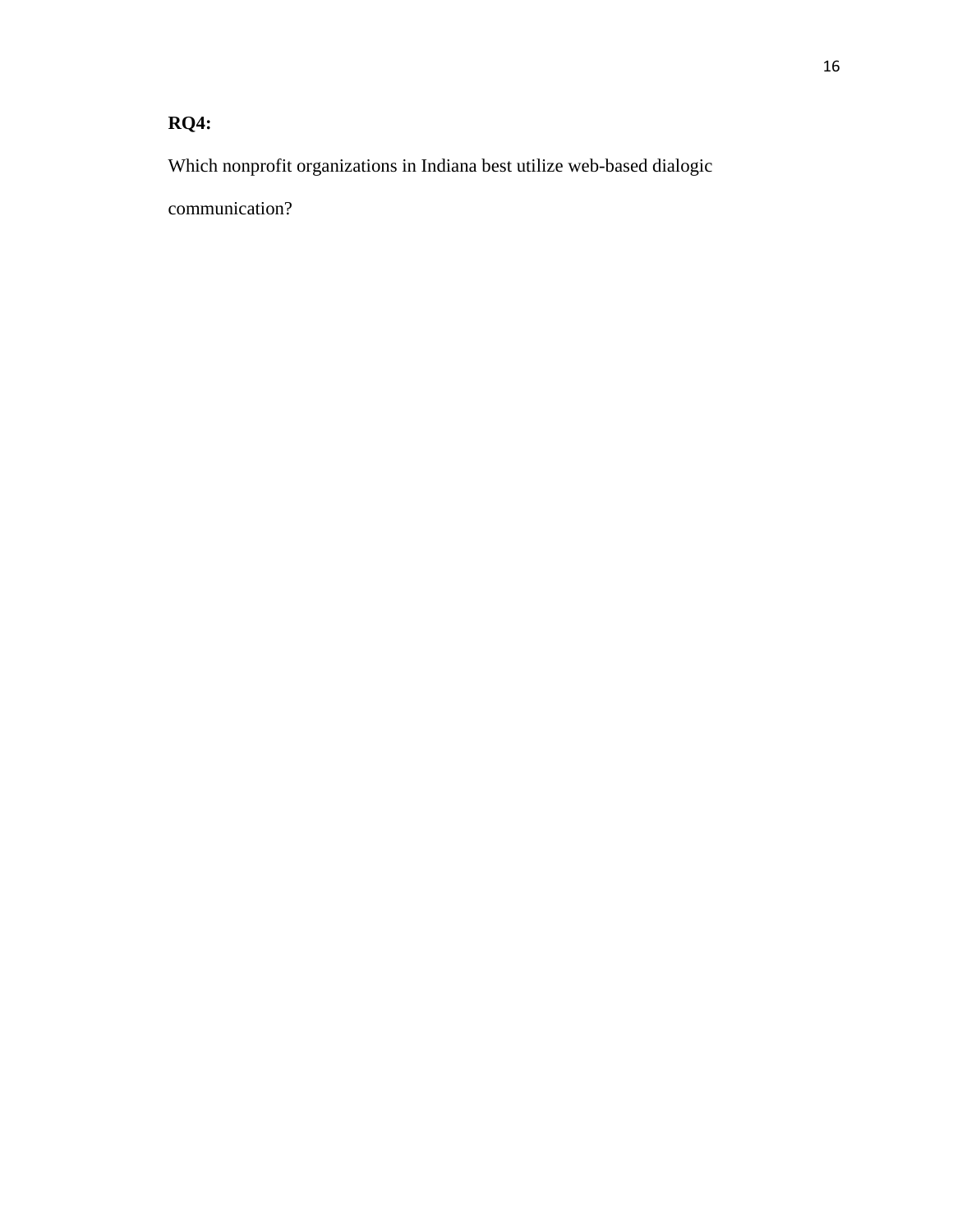**RQ4:**

Which nonprofit organizations in Indiana best utilize web-based dialogic communication?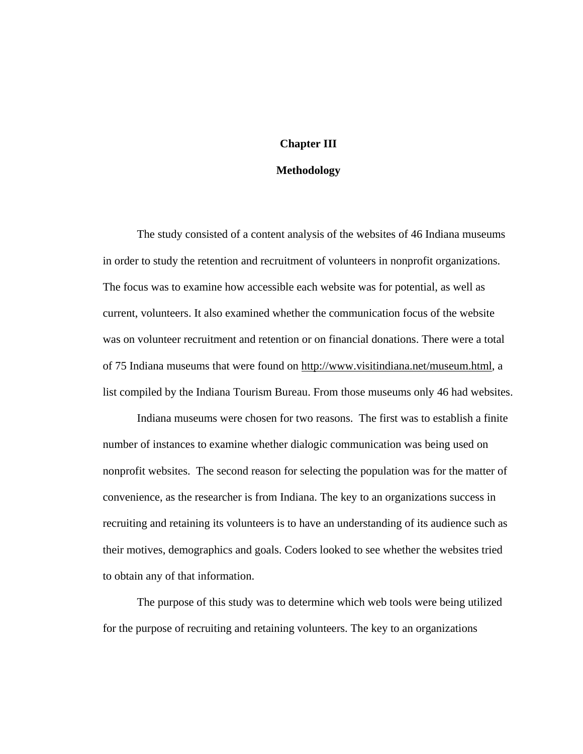# Chapter III

## Methodology

The study consisted of a content analysis of the websites of 46 Indiana museums in order to study the retention and recruitment of volunteers in nonprofit organizations. The focus was to examine how accessible each website was for potential, as well as current, volunteers. It also examined whether the communication focus of the website was on volunteer recruitment and retention or on financial donations. There were a total of 75 Indiana museums that were found on http://www.visitindiana.net/museum.html, a list compiled by the Indiana Tourism Bureau. From those museums only 46 had websites.

Indiana museums were chosen for two reasons. The first was to establish a finite number of instances to examine whether dialogic communication was being used on nonprofit websites. The second reason for selecting the population was for the matter of convenience, as the researcher is from Indiana. The key to an organizations success in recruiting and retaining its volunteers is to have an understanding of its audience such as their motives, demographics and goals. Coders looked to see whether the websites tried to obtain any of that information.

The purpose of this study was to determine which web tools were being utilized for the purpose of recruiting and retaining volunteers. The key to an organizations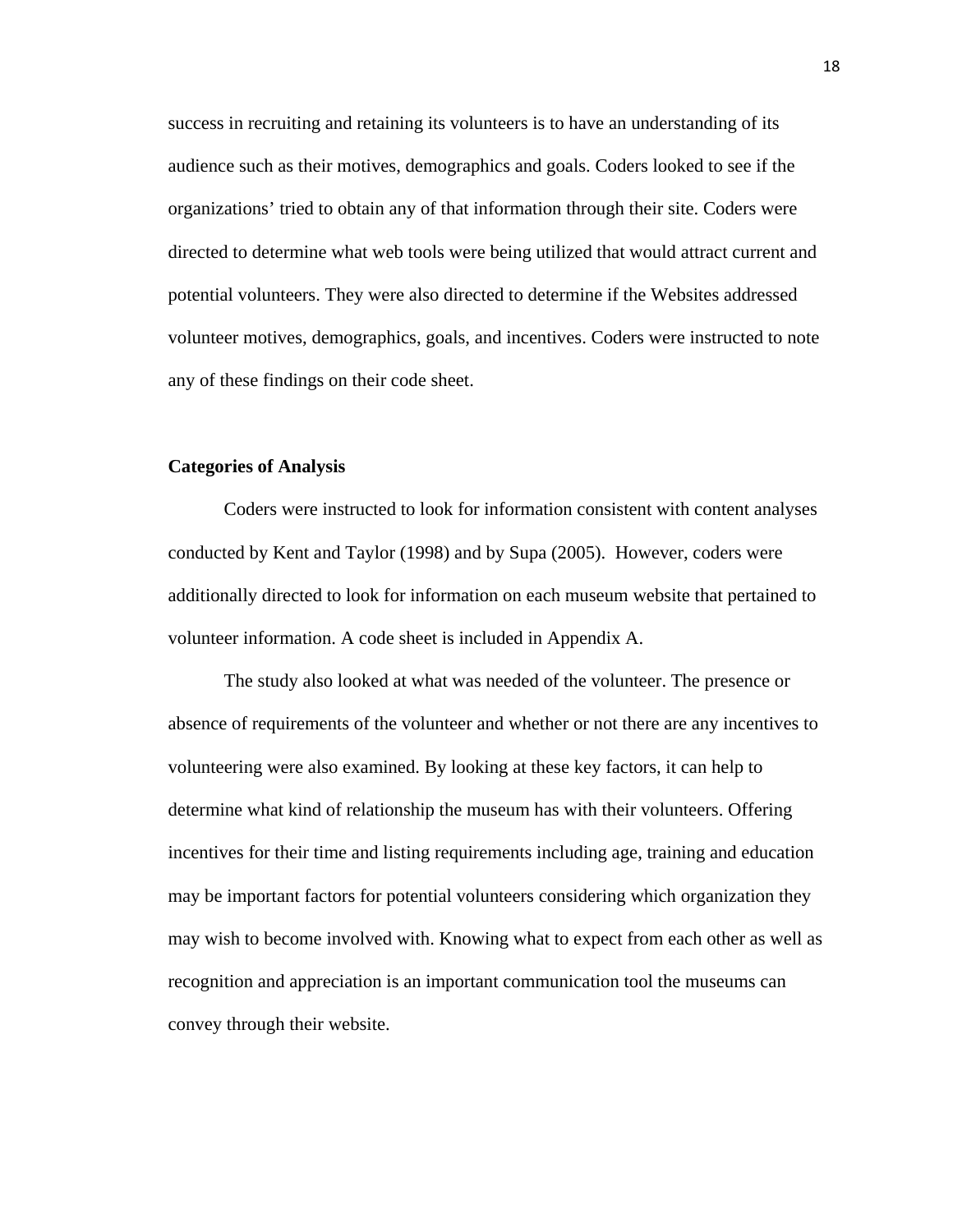success in recruiting and retaining its volunteers is to have an understanding of its audience such as their motives, demographics and goals. Coders looked to see if the organizations' tried to obtain any of that information through their site. Coders were directed to determine what web tools were being utilized that would attract current and potential volunteers. They were also directed to determine if the Websites addressed volunteer motives, demographics, goals, and incentives. Coders were instructed to note any of these findings on their code sheet.

**Categories of Analysis**

Coders were instructed to look for information consistent with content analyses conducted by Kent and Taylor (1998) and by Supa (2005). However, coders were additionally directed to look for information on each museum website that pertained to volunteer information. A code sheet is included in Appendix A.

The study also looked at what was needed of the volunteer. The presence or absence of requirements of the volunteer and whether or not there are any incentives to volunteering were also examined. By looking at these key factors, it can help to determine what kind of relationship the museum has with their volunteers. Offering incentives for their time and listing requirements including age, training and education may be important factors for potential volunteers considering which organization they may wish to become involved with. Knowing what to expect from each other as well as recognition and appreciation is an important communication tool the museums can convey through their website.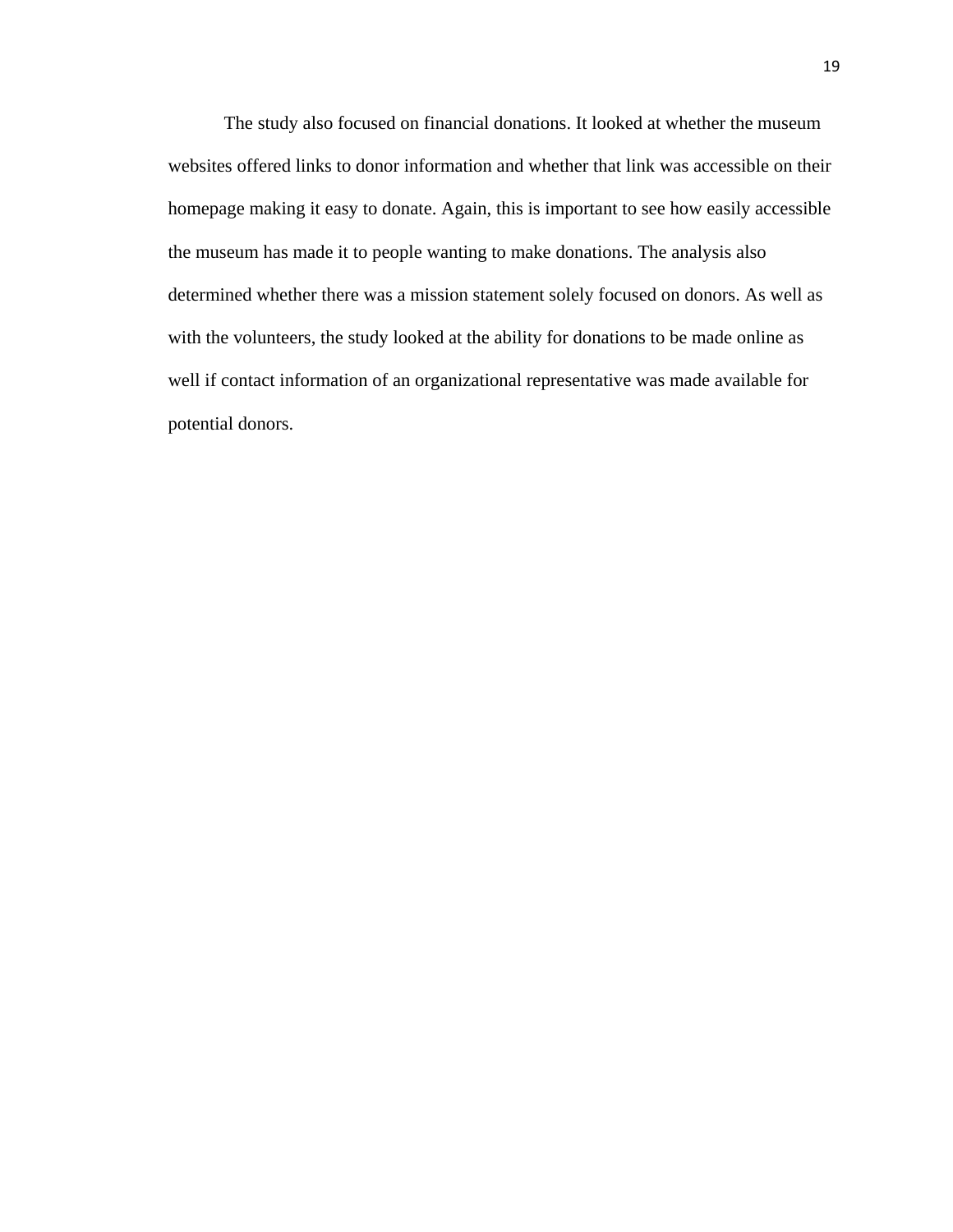The study also focused on financial donations. It looked at whether the museum websites offered links to donor information and whether that link was accessible on their homepage making it easy to donate. Again, this is important to see how easily accessible the museum has made it to people wanting to make donations. The analysis also determined whether there was a mission statement solely focused on donors. As well as with the volunteers, the study looked at the ability for donations to be made online as well if contact information of an organizational representative was made available for potential donors.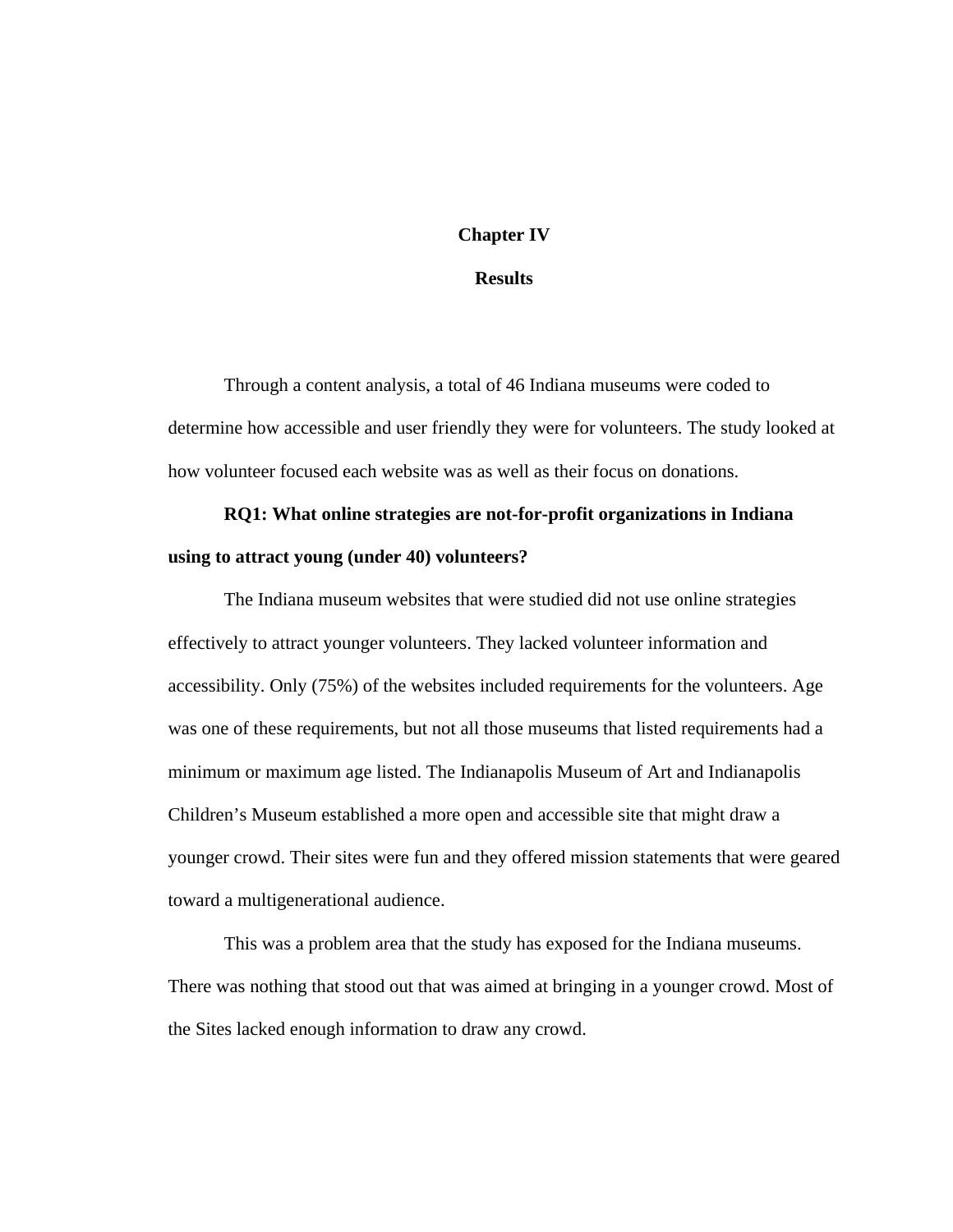# Chapter IV

## Results

Through a content analysis, a total of 46 Indiana museums were coded to determine how accessible and user friendly they were for volunteers. The study looked at how volunteer focused each website was as well as their focus on donations.

**RQ1: What online strategies are not-for-profit organizations in Indiana using to attract young (under 40) volunteers?**

The Indiana museum websites that were studied did not use online strategies effectively to attract younger volunteers. They lacked volunteer information and accessibility. Only (75%) of the websites included requirements for the volunteers. Age was one of these requirements, but not all those museums that listed requirements had a minimum or maximum age listed. The Indianapolis Museum of Art and Indianapolis Children's Museum established a more open and accessible site that might draw a younger crowd. Their sites were fun and they offered mission statements that were geared toward a multigenerational audience.

This was a problem area that the study has exposed for the Indiana museums. There was nothing that stood out that was aimed at bringing in a younger crowd. Most of the Sites lacked enough information to draw any crowd.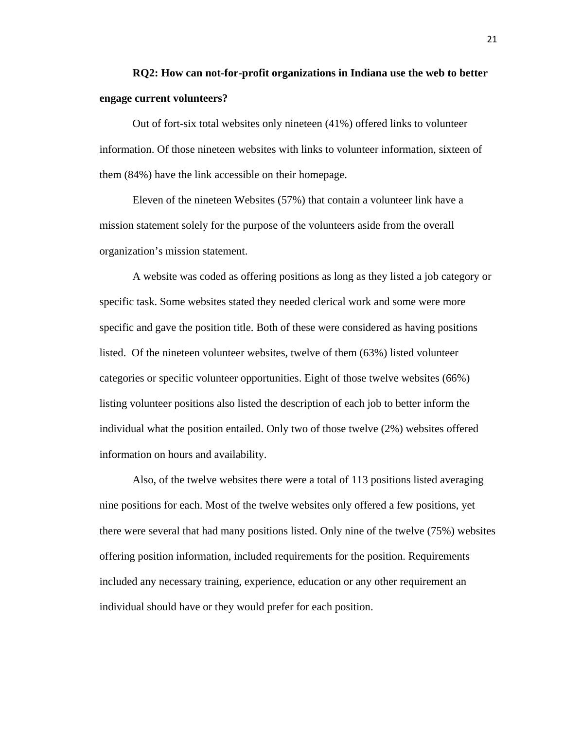**RQ2: How can not-for-profit organizations in Indiana use the web to better engage current volunteers?**

Out of fort-six total websites only nineteen (41%) offered links to volunteer information. Of those nineteen websites with links to volunteer information, sixteen of them (84%) have the link accessible on their homepage.

Eleven of the nineteen Websites (57%) that contain a volunteer link have a mission statement solely for the purpose of the volunteers aside from the overall organization's mission statement.

A website was coded as offering positions as long as they listed a job category or specific task. Some websites stated they needed clerical work and some were more specific and gave the position title. Both of these were considered as having positions listed. Of the nineteen volunteer websites, twelve of them (63%) listed volunteer categories or specific volunteer opportunities. Eight of those twelve websites (66%) listing volunteer positions also listed the description of each job to better inform the individual what the position entailed. Only two of those twelve (2%) websites offered information on hours and availability.

Also, of the twelve websites there were a total of 113 positions listed averaging nine positions for each. Most of the twelve websites only offered a few positions, yet there were several that had many positions listed. Only nine of the twelve (75%) websites offering position information, included requirements for the position. Requirements included any necessary training, experience, education or any other requirement an individual should have or they would prefer for each position.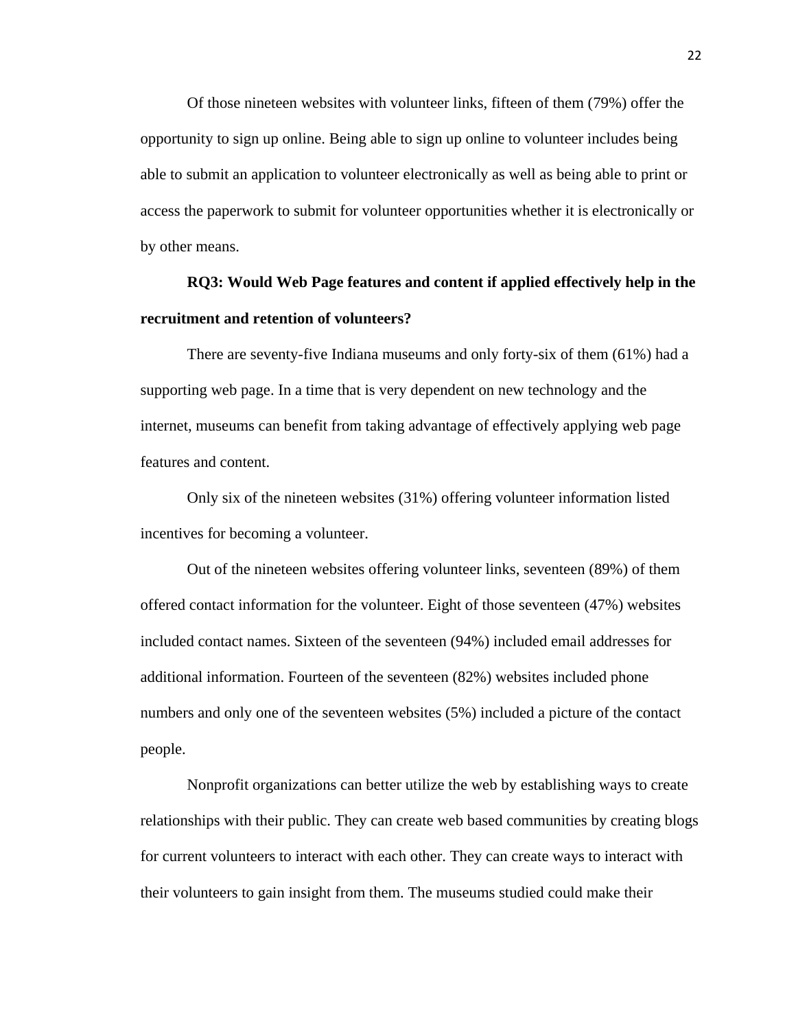Of those nineteen websites with volunteer links, fifteen of them (79%) offer the opportunity to sign up online. Being able to sign up online to volunteer includes being able to submit an application to volunteer electronically as well as being able to print or access the paperwork to submit for volunteer opportunities whether it is electronically or by other means.

**RQ3: Would Web Page features and content if applied effectively help in the recruitment and retention of volunteers?**

There are seventy-five Indiana museums and only forty-six of them (61%) had a supporting web page. In a time that is very dependent on new technology and the internet, museums can benefit from taking advantage of effectively applying web page features and content.

Only six of the nineteen websites (31%) offering volunteer information listed incentives for becoming a volunteer.

Out of the nineteen websites offering volunteer links, seventeen (89%) of them offered contact information for the volunteer. Eight of those seventeen (47%) websites included contact names. Sixteen of the seventeen (94%) included email addresses for additional information. Fourteen of the seventeen (82%) websites included phone numbers and only one of the seventeen websites (5%) included a picture of the contact people.

Nonprofit organizations can better utilize the web by establishing ways to create relationships with their public. They can create web based communities by creating blogs for current volunteers to interact with each other. They can create ways to interact with their volunteers to gain insight from them. The museums studied could make their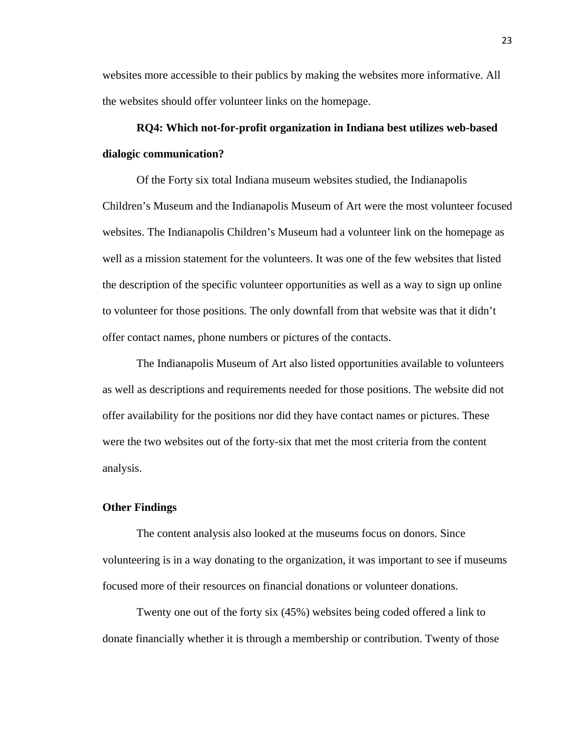websites more accessible to their publics by making the websites more informative. All the websites should offer volunteer links on the homepage.

**RQ4: Which not-for-profit organization in Indiana best utilizes web-based dialogic communication?**

Of the Forty six total Indiana museum websites studied, the Indianapolis Children's Museum and the Indianapolis Museum of Art were the most volunteer focused websites. The Indianapolis Children's Museum had a volunteer link on the homepage as well as a mission statement for the volunteers. It was one of the few websites that listed the description of the specific volunteer opportunities as well as a way to sign up online to volunteer for those positions. The only downfall from that website was that it didn't offer contact names, phone numbers or pictures of the contacts.

The Indianapolis Museum of Art also listed opportunities available to volunteers as well as descriptions and requirements needed for those positions. The website did not offer availability for the positions nor did they have contact names or pictures. These were the two websites out of the forty-six that met the most criteria from the content analysis.

**Other Findings**

The content analysis also looked at the museums focus on donors. Since volunteering is in a way donating to the organization, it was important to see if museums focused more of their resources on financial donations or volunteer donations.

Twenty one out of the forty six (45%) websites being coded offered a link to donate financially whether it is through a membership or contribution. Twenty of those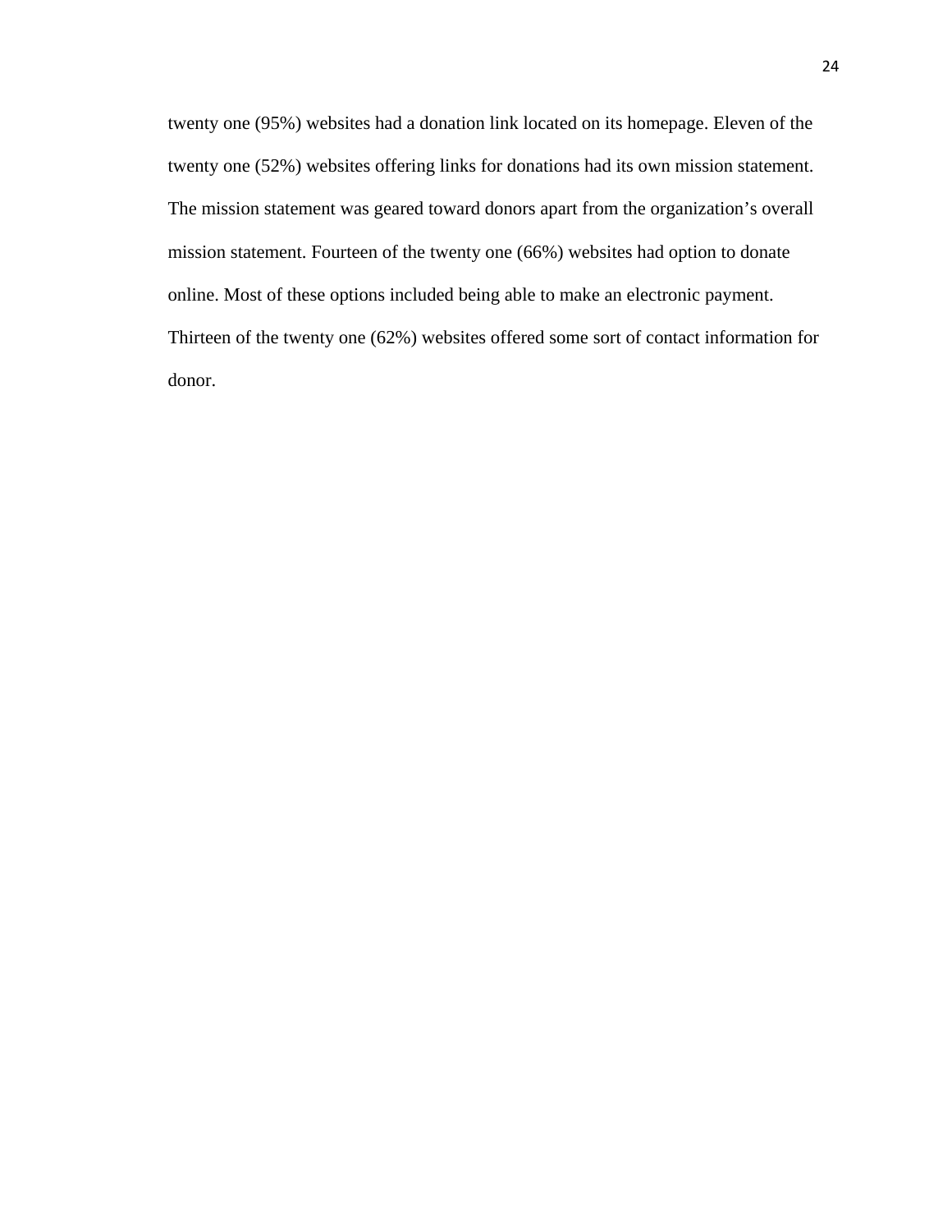twenty one (95%) websites had a donation link located on its homepage. Eleven of the twenty one (52%) websites offering links for donations had its own mission statement. The mission statement was geared toward donors apart from the organization's overall mission statement. Fourteen of the twenty one (66%) websites had option to donate online. Most of these options included being able to make an electronic payment. Thirteen of the twenty one (62%) websites offered some sort of contact information for donor.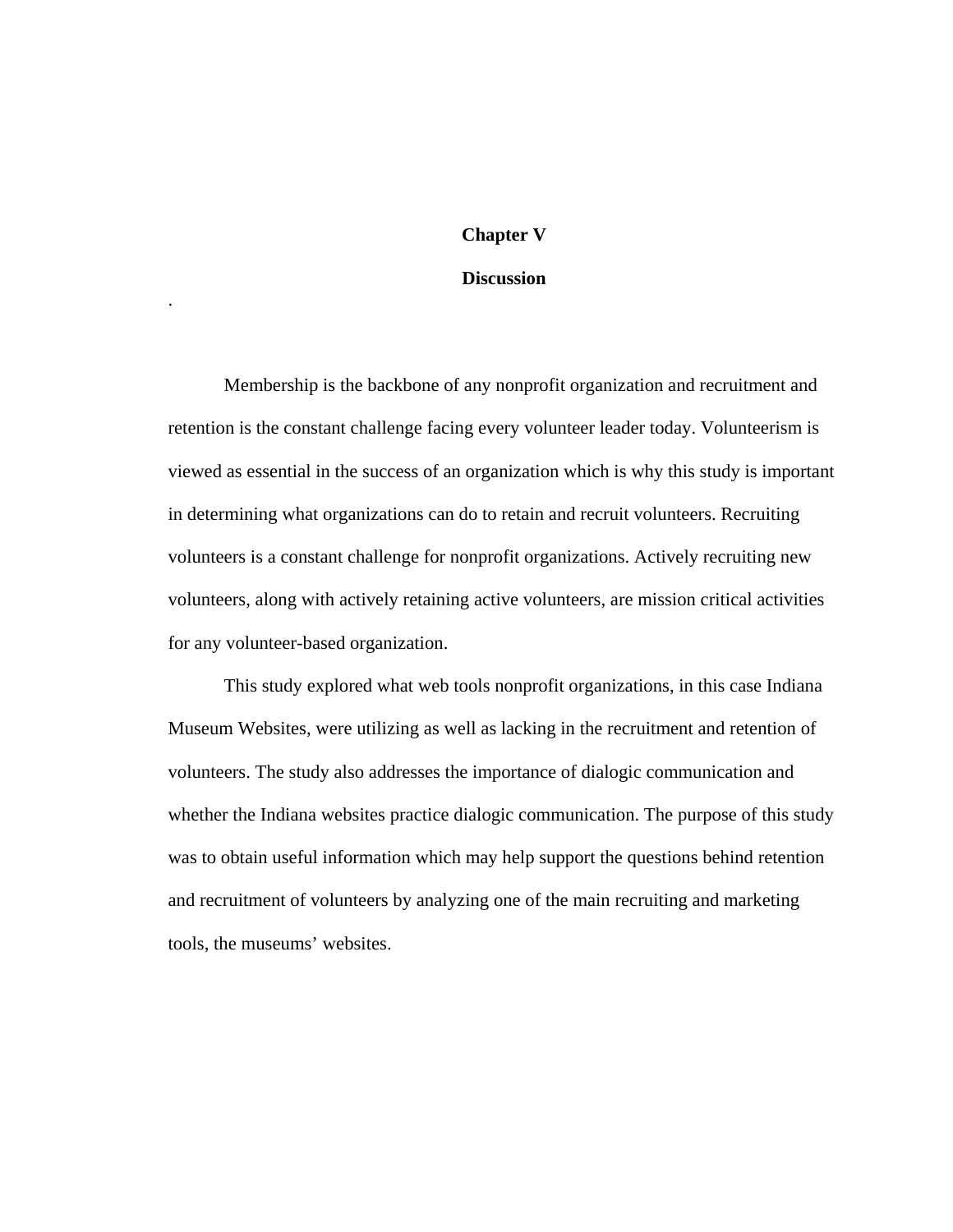# Chapter V

## Discussion

.

Membership is the backbone of any nonprofit organization and recruitment and retention is the constant challenge facing every volunteer leader today. Volunteerism is viewed as essential in the success of an organization which is why this study is important in determining what organizations can do to retain and recruit volunteers. Recruiting volunteers is a constant challenge for nonprofit organizations. Actively recruiting new volunteers, along with actively retaining active volunteers, are mission critical activities for any volunteer-based organization.

This study explored what web tools nonprofit organizations, in this case Indiana Museum Websites, were utilizing as well as lacking in the recruitment and retention of volunteers. The study also addresses the importance of dialogic communication and whether the Indiana websites practice dialogic communication. The purpose of this study was to obtain useful information which may help support the questions behind retention and recruitment of volunteers by analyzing one of the main recruiting and marketing tools, the museums' websites.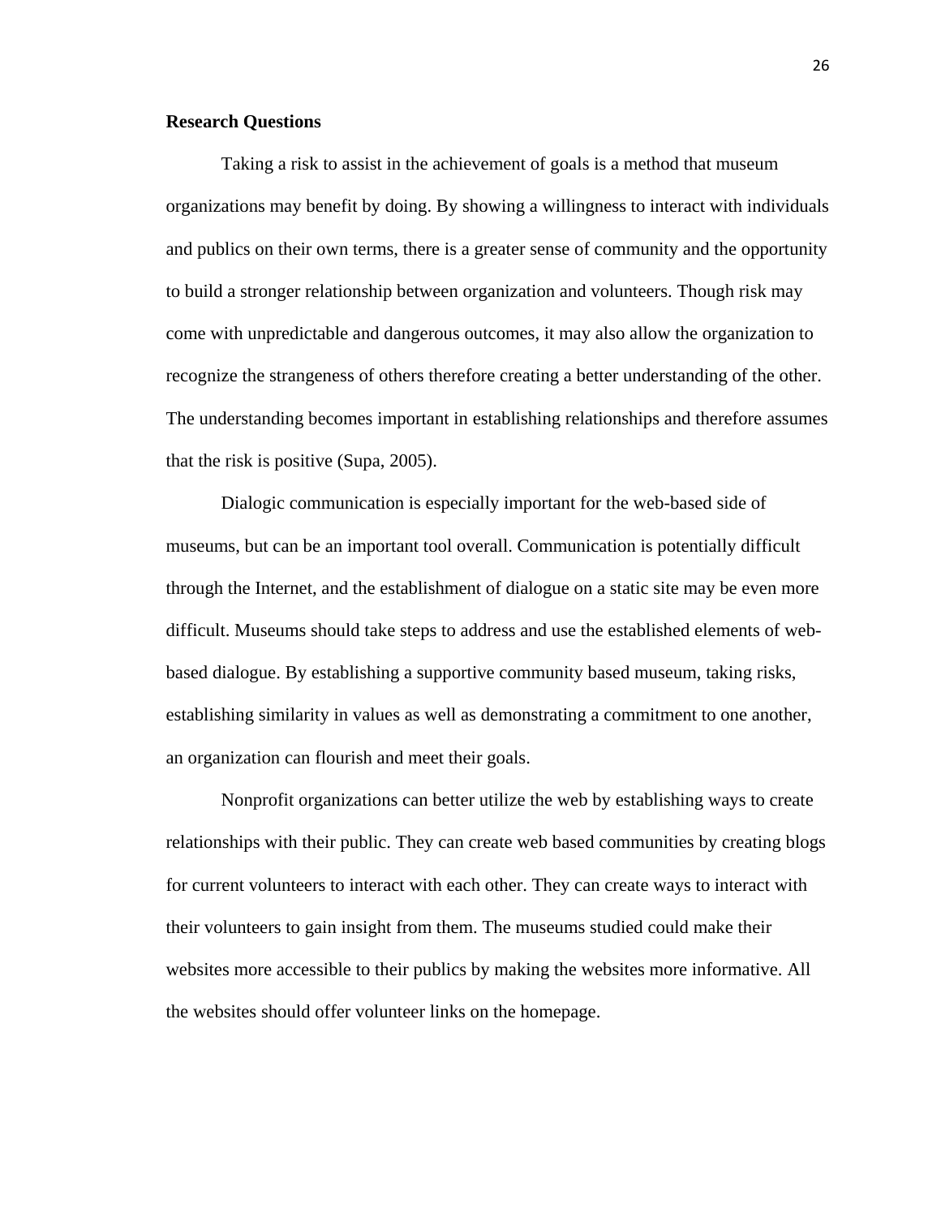**Research Questions**

Taking a risk to assist in the achievement of goals is a method that museum organizations may benefit by doing. By showing a willingness to interact with individuals and publics on their own terms, there is a greater sense of community and the opportunity to build a stronger relationship between organization and volunteers. Though risk may come with unpredictable and dangerous outcomes, it may also allow the organization to recognize the strangeness of others therefore creating a better understanding of the other. The understanding becomes important in establishing relationships and therefore assumes that the risk is positive (Supa, 2005).

Dialogic communication is especially important for the web-based side of museums, but can be an important tool overall. Communication is potentially difficult through the Internet, and the establishment of dialogue on a static site may be even more difficult. Museums should take steps to address and use the established elements of web-based dialogue. By establishing a supportive community based museum, taking risks, establishing similarity in values as well as demonstrating a commitment to one another, an organization can flourish and meet their goals.

Nonprofit organizations can better utilize the web by establishing ways to create relationships with their public. They can create web based communities by creating blogs for current volunteers to interact with each other. They can create ways to interact with their volunteers to gain insight from them. The museums studied could make their websites more accessible to their publics by making the websites more informative. All the websites should offer volunteer links on the homepage.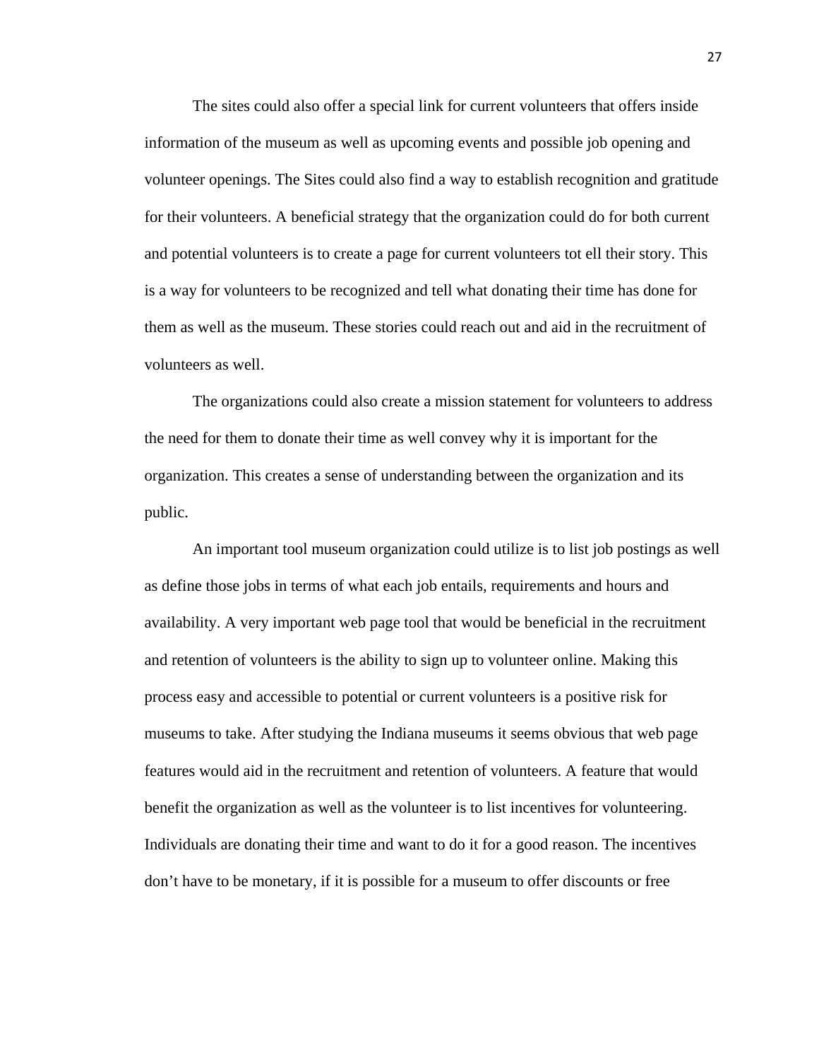The sites could also offer a special link for current volunteers that offers inside information of the museum as well as upcoming events and possible job opening and volunteer openings. The Sites could also find a way to establish recognition and gratitude for their volunteers. A beneficial strategy that the organization could do for both current and potential volunteers is to create a page for current volunteers tot ell their story. This is a way for volunteers to be recognized and tell what donating their time has done for them as well as the museum. These stories could reach out and aid in the recruitment of volunteers as well.

The organizations could also create a mission statement for volunteers to address the need for them to donate their time as well convey why it is important for the organization. This creates a sense of understanding between the organization and its public.

An important tool museum organization could utilize is to list job postings as well as define those jobs in terms of what each job entails, requirements and hours and availability. A very important web page tool that would be beneficial in the recruitment and retention of volunteers is the ability to sign up to volunteer online. Making this process easy and accessible to potential or current volunteers is a positive risk for museums to take. After studying the Indiana museums it seems obvious that web page features would aid in the recruitment and retention of volunteers. A feature that would benefit the organization as well as the volunteer is to list incentives for volunteering. Individuals are donating their time and want to do it for a good reason. The incentives don't have to be monetary, if it is possible for a museum to offer discounts or free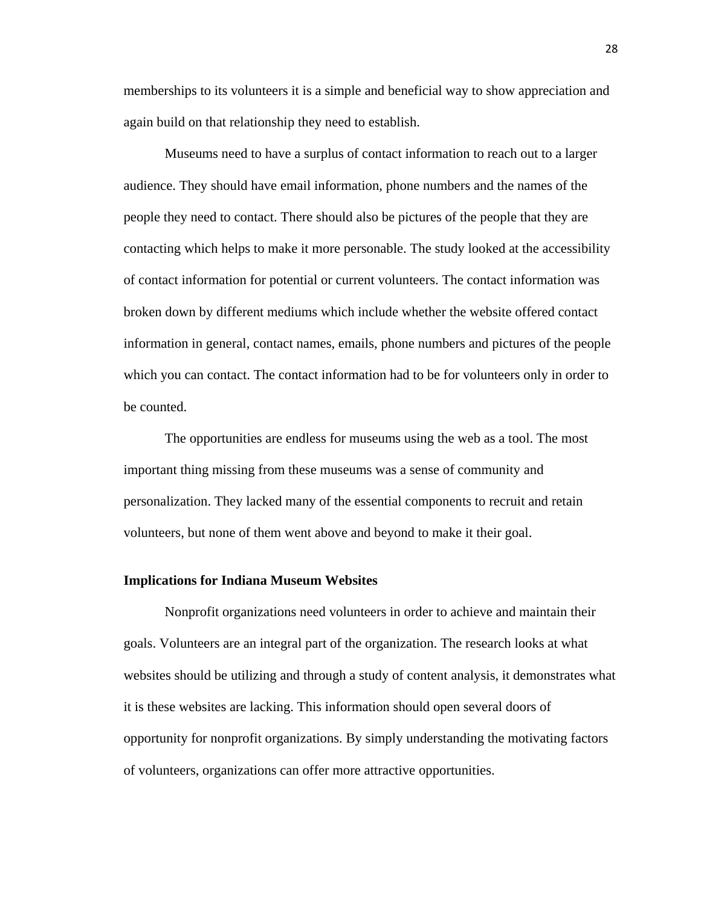memberships to its volunteers it is a simple and beneficial way to show appreciation and again build on that relationship they need to establish.

Museums need to have a surplus of contact information to reach out to a larger audience. They should have email information, phone numbers and the names of the people they need to contact. There should also be pictures of the people that they are contacting which helps to make it more personable. The study looked at the accessibility of contact information for potential or current volunteers. The contact information was broken down by different mediums which include whether the website offered contact information in general, contact names, emails, phone numbers and pictures of the people which you can contact. The contact information had to be for volunteers only in order to be counted.

The opportunities are endless for museums using the web as a tool. The most important thing missing from these museums was a sense of community and personalization. They lacked many of the essential components to recruit and retain volunteers, but none of them went above and beyond to make it their goal.

**Implications for Indiana Museum Websites**

Nonprofit organizations need volunteers in order to achieve and maintain their goals. Volunteers are an integral part of the organization. The research looks at what websites should be utilizing and through a study of content analysis, it demonstrates what it is these websites are lacking. This information should open several doors of opportunity for nonprofit organizations. By simply understanding the motivating factors of volunteers, organizations can offer more attractive opportunities.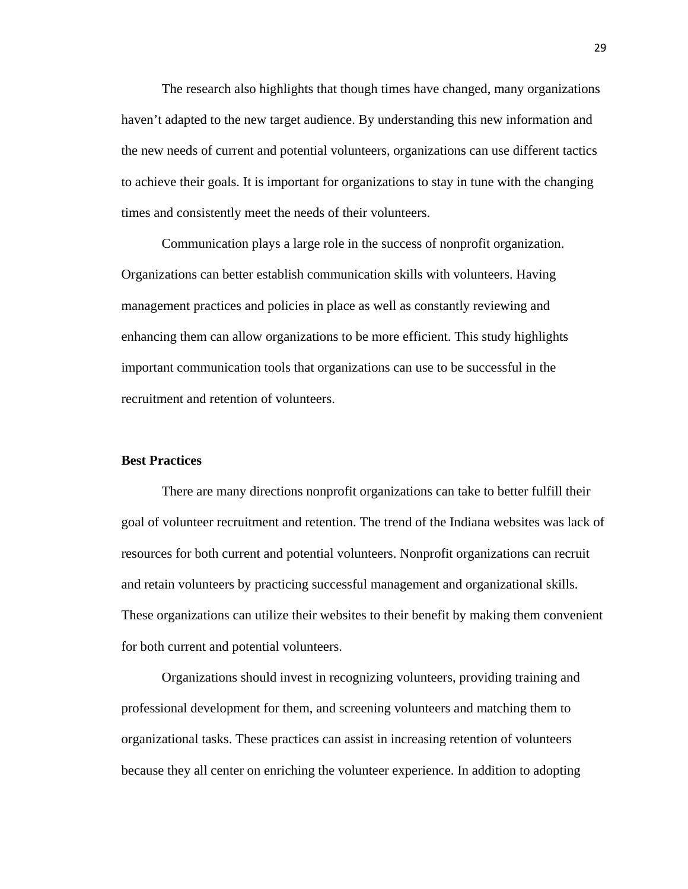The research also highlights that though times have changed, many organizations haven't adapted to the new target audience. By understanding this new information and the new needs of current and potential volunteers, organizations can use different tactics to achieve their goals. It is important for organizations to stay in tune with the changing times and consistently meet the needs of their volunteers.

Communication plays a large role in the success of nonprofit organization. Organizations can better establish communication skills with volunteers. Having management practices and policies in place as well as constantly reviewing and enhancing them can allow organizations to be more efficient. This study highlights important communication tools that organizations can use to be successful in the recruitment and retention of volunteers.

**Best Practices**

There are many directions nonprofit organizations can take to better fulfill their goal of volunteer recruitment and retention. The trend of the Indiana websites was lack of resources for both current and potential volunteers. Nonprofit organizations can recruit and retain volunteers by practicing successful management and organizational skills. These organizations can utilize their websites to their benefit by making them convenient for both current and potential volunteers.

Organizations should invest in recognizing volunteers, providing training and professional development for them, and screening volunteers and matching them to organizational tasks. These practices can assist in increasing retention of volunteers because they all center on enriching the volunteer experience. In addition to adopting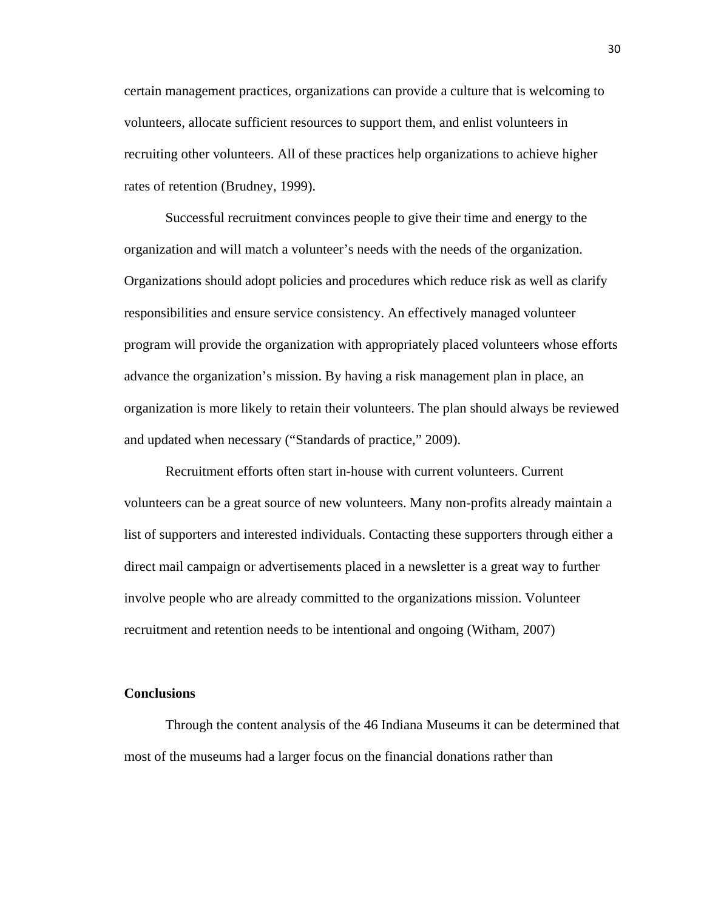certain management practices, organizations can provide a culture that is welcoming to volunteers, allocate sufficient resources to support them, and enlist volunteers in recruiting other volunteers. All of these practices help organizations to achieve higher rates of retention (Brudney, 1999).

Successful recruitment convinces people to give their time and energy to the organization and will match a volunteer's needs with the needs of the organization. Organizations should adopt policies and procedures which reduce risk as well as clarify responsibilities and ensure service consistency. An effectively managed volunteer program will provide the organization with appropriately placed volunteers whose efforts advance the organization's mission. By having a risk management plan in place, an organization is more likely to retain their volunteers. The plan should always be reviewed and updated when necessary ("Standards of practice," 2009).

Recruitment efforts often start in-house with current volunteers. Current volunteers can be a great source of new volunteers. Many non-profits already maintain a list of supporters and interested individuals. Contacting these supporters through either a direct mail campaign or advertisements placed in a newsletter is a great way to further involve people who are already committed to the organizations mission. Volunteer recruitment and retention needs to be intentional and ongoing (Witham, 2007)

**Conclusions**

Through the content analysis of the 46 Indiana Museums it can be determined that most of the museums had a larger focus on the financial donations rather than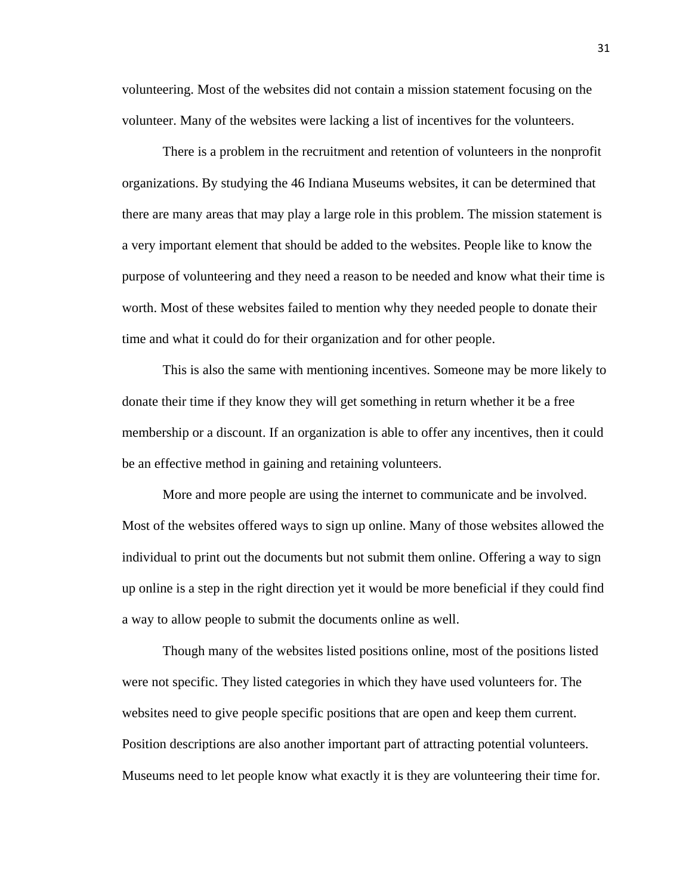volunteering. Most of the websites did not contain a mission statement focusing on the volunteer. Many of the websites were lacking a list of incentives for the volunteers.

There is a problem in the recruitment and retention of volunteers in the nonprofit organizations. By studying the 46 Indiana Museums websites, it can be determined that there are many areas that may play a large role in this problem. The mission statement is a very important element that should be added to the websites. People like to know the purpose of volunteering and they need a reason to be needed and know what their time is worth. Most of these websites failed to mention why they needed people to donate their time and what it could do for their organization and for other people.

This is also the same with mentioning incentives. Someone may be more likely to donate their time if they know they will get something in return whether it be a free membership or a discount. If an organization is able to offer any incentives, then it could be an effective method in gaining and retaining volunteers.

More and more people are using the internet to communicate and be involved. Most of the websites offered ways to sign up online. Many of those websites allowed the individual to print out the documents but not submit them online. Offering a way to sign up online is a step in the right direction yet it would be more beneficial if they could find a way to allow people to submit the documents online as well.

Though many of the websites listed positions online, most of the positions listed were not specific. They listed categories in which they have used volunteers for. The websites need to give people specific positions that are open and keep them current. Position descriptions are also another important part of attracting potential volunteers. Museums need to let people know what exactly it is they are volunteering their time for.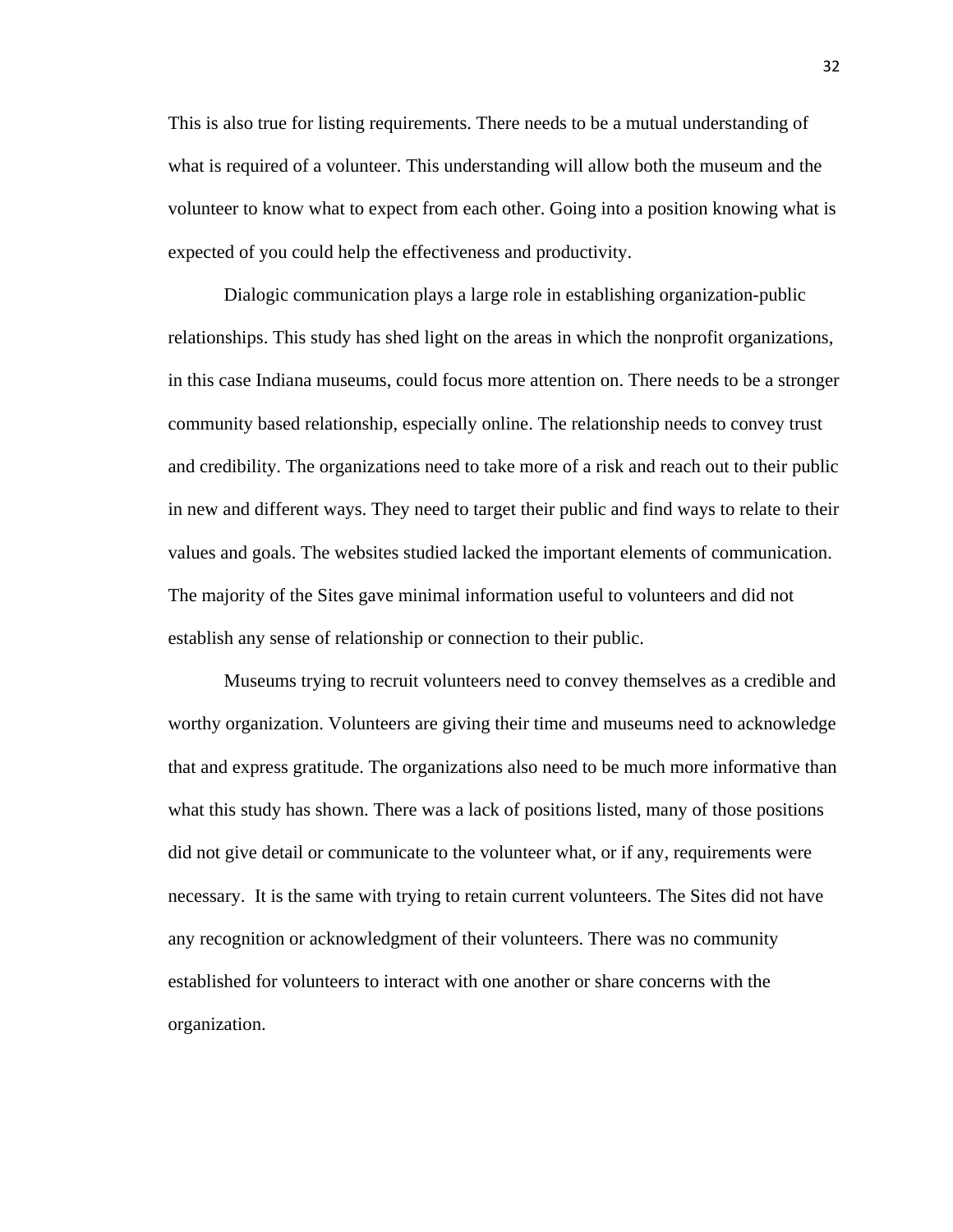This is also true for listing requirements. There needs to be a mutual understanding of what is required of a volunteer. This understanding will allow both the museum and the volunteer to know what to expect from each other. Going into a position knowing what is expected of you could help the effectiveness and productivity.

Dialogic communication plays a large role in establishing organization-public relationships. This study has shed light on the areas in which the nonprofit organizations, in this case Indiana museums, could focus more attention on. There needs to be a stronger community based relationship, especially online. The relationship needs to convey trust and credibility. The organizations need to take more of a risk and reach out to their public in new and different ways. They need to target their public and find ways to relate to their values and goals. The websites studied lacked the important elements of communication. The majority of the Sites gave minimal information useful to volunteers and did not establish any sense of relationship or connection to their public.

Museums trying to recruit volunteers need to convey themselves as a credible and worthy organization. Volunteers are giving their time and museums need to acknowledge that and express gratitude. The organizations also need to be much more informative than what this study has shown. There was a lack of positions listed, many of those positions did not give detail or communicate to the volunteer what, or if any, requirements were necessary. It is the same with trying to retain current volunteers. The Sites did not have any recognition or acknowledgment of their volunteers. There was no community established for volunteers to interact with one another or share concerns with the organization.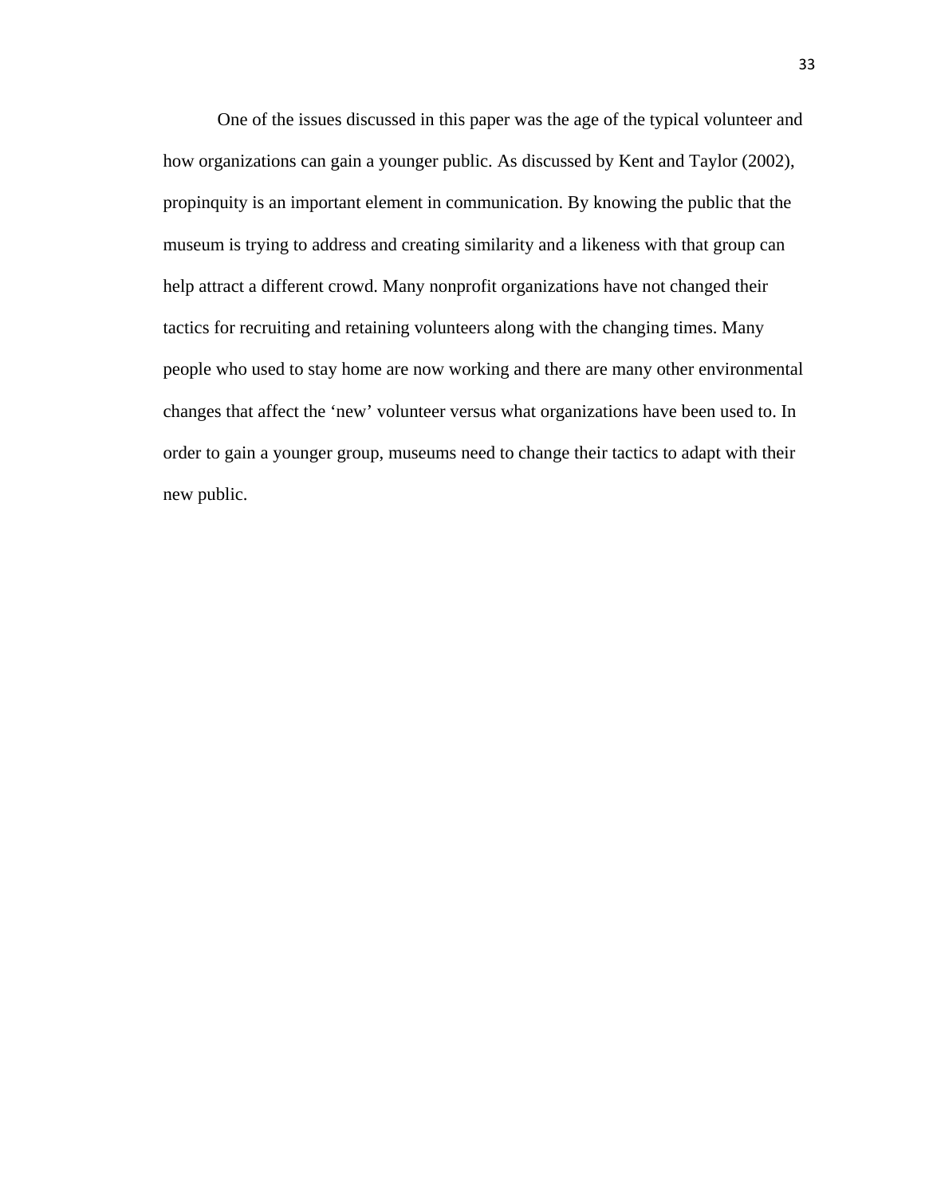One of the issues discussed in this paper was the age of the typical volunteer and how organizations can gain a younger public. As discussed by Kent and Taylor (2002), propinquity is an important element in communication. By knowing the public that the museum is trying to address and creating similarity and a likeness with that group can help attract a different crowd. Many nonprofit organizations have not changed their tactics for recruiting and retaining volunteers along with the changing times. Many people who used to stay home are now working and there are many other environmental changes that affect the 'new' volunteer versus what organizations have been used to. In order to gain a younger group, museums need to change their tactics to adapt with their new public.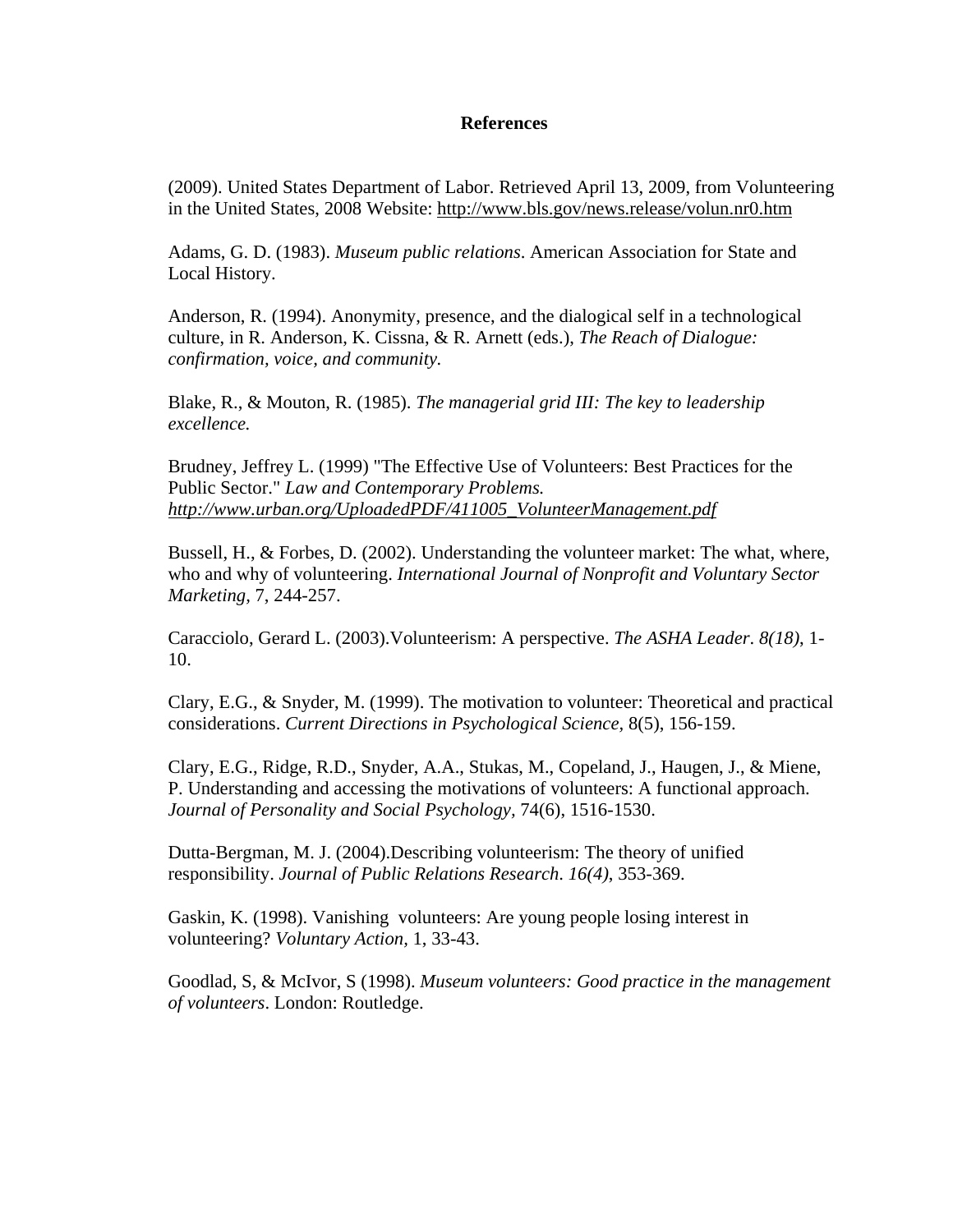## References

(2009). United States Department of Labor. Retrieved April 13, 2009, from Volunteering in the United States, 2008 Website: http://www.bls.gov/news.release/volun.nr0.htm

Adams, G. D. (1983). *Museum public relations*. American Association for State and Local History.

Anderson, R. (1994). Anonymity, presence, and the dialogical self in a technological culture, in R. Anderson, K. Cissna, & R. Arnett (eds.), *The Reach of Dialogue: confirmation, voice, and community.*

Blake, R., & Mouton, R. (1985). *The managerial grid III: The key to leadership excellence.*

Brudney, Jeffrey L. (1999) "The Effective Use of Volunteers: Best Practices for the Public Sector." *Law and Contemporary Problems. http://www.urban.org/UploadedPDF/411005_VolunteerManagement.pdf*

Bussell, H., & Forbes, D. (2002). Understanding the volunteer market: The what, where, who and why of volunteering. *International Journal of Nonprofit and Voluntary Sector Marketing,* 7, 244-257.

Caracciolo, Gerard L. (2003).Volunteerism: A perspective. *The ASHA Leader. 8(18),* 1-10.

Clary, E.G., & Snyder, M. (1999). The motivation to volunteer: Theoretical and practical considerations. *Current Directions in Psychological Science,* 8(5), 156-159.

Clary, E.G., Ridge, R.D., Snyder, A.A., Stukas, M., Copeland, J., Haugen, J., & Miene, P. Understanding and accessing the motivations of volunteers: A functional approach. *Journal of Personality and Social Psychology,* 74(6), 1516-1530.

Dutta-Bergman, M. J. (2004).Describing volunteerism: The theory of unified responsibility. *Journal of Public Relations Research. 16(4)*, 353-369.

Gaskin, K. (1998). Vanishing volunteers: Are young people losing interest in volunteering? *Voluntary Action,* 1, 33-43.

Goodlad, S, & McIvor, S (1998). *Museum volunteers: Good practice in the management of volunteers*. London: Routledge.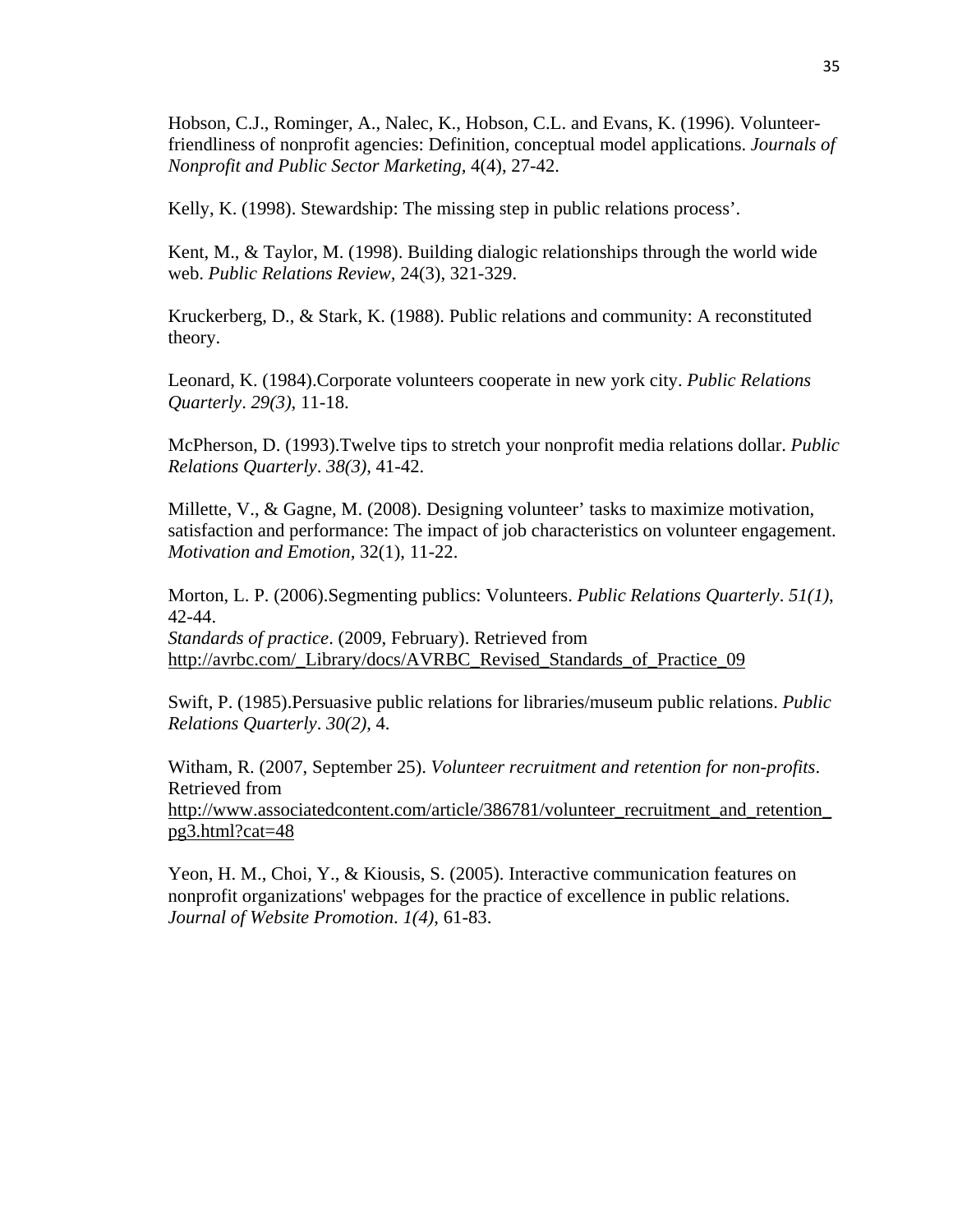Hobson, C.J., Rominger, A., Nalec, K., Hobson, C.L. and Evans, K. (1996). Volunteer-friendliness of nonprofit agencies: Definition, conceptual model applications. *Journals of Nonprofit and Public Sector Marketing*, 4(4), 27-42.

Kelly, K. (1998). Stewardship: The missing step in public relations process'.

Kent, M., & Taylor, M. (1998). Building dialogic relationships through the world wide web. *Public Relations Review*, 24(3), 321-329.

Kruckerberg, D., & Stark, K. (1988). Public relations and community: A reconstituted theory.

Leonard, K. (1984).Corporate volunteers cooperate in new york city. *Public Relations Quarterly*. *29(3)*, 11-18.

McPherson, D. (1993).Twelve tips to stretch your nonprofit media relations dollar. *Public Relations Quarterly*. *38(3)*, 41-42.

Millette, V., & Gagne, M. (2008). Designing volunteer' tasks to maximize motivation, satisfaction and performance: The impact of job characteristics on volunteer engagement. *Motivation and Emotion*, 32(1), 11-22.

Morton, L. P. (2006).Segmenting publics: Volunteers. *Public Relations Quarterly*. *51(1)*, 42-44.
*Standards of practice*. (2009, February). Retrieved from http://avrbc.com/_Library/docs/AVRBC_Revised_Standards_of_Practice_09

Swift, P. (1985).Persuasive public relations for libraries/museum public relations. *Public Relations Quarterly*. *30(2)*, 4.

Witham, R. (2007, September 25). *Volunteer recruitment and retention for non-profits*. Retrieved from http://www.associatedcontent.com/article/386781/volunteer_recruitment_and_retention_pg3.html?cat=48

Yeon, H. M., Choi, Y., & Kiousis, S. (2005). Interactive communication features on nonprofit organizations' webpages for the practice of excellence in public relations. *Journal of Website Promotion*. *1(4)*, 61-83.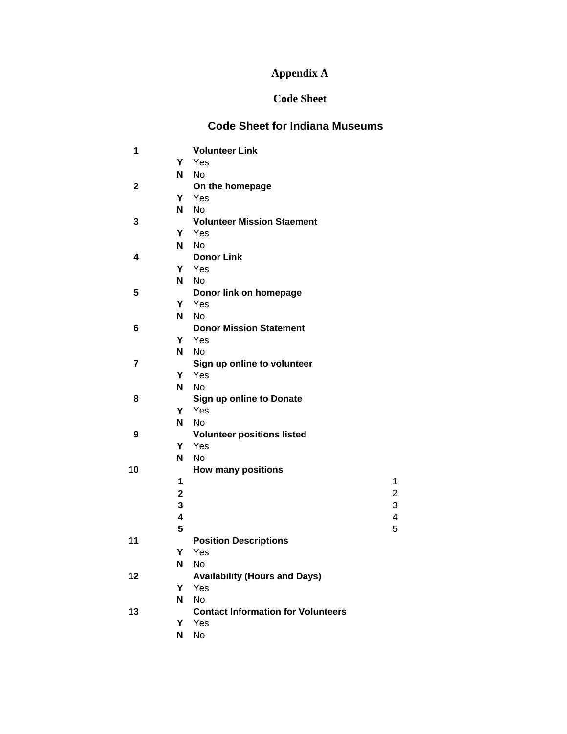# Appendix A

## Code Sheet

### Code Sheet for Indiana Museums

| | | | |
|---|---|---|---|
| **1** | | **Volunteer Link** | |
| | **Y** | Yes | |
| | **N** | No | |
| **2** | | **On the homepage** | |
| | **Y** | Yes | |
| | **N** | No | |
| **3** | | **Volunteer Mission Staement** | |
| | **Y** | Yes | |
| | **N** | No | |
| **4** | | **Donor Link** | |
| | **Y** | Yes | |
| | **N** | No | |
| **5** | | **Donor link on homepage** | |
| | **Y** | Yes | |
| | **N** | No | |
| **6** | | **Donor Mission Statement** | |
| | **Y** | Yes | |
| | **N** | No | |
| **7** | | **Sign up online to volunteer** | |
| | **Y** | Yes | |
| | **N** | No | |
| **8** | | **Sign up online to Donate** | |
| | **Y** | Yes | |
| | **N** | No | |
| **9** | | **Volunteer positions listed** | |
| | **Y** | Yes | |
| | **N** | No | |
| **10** | | **How many positions** | |
| | **1** | | 1 |
| | **2** | | 2 |
| | **3** | | 3 |
| | **4** | | 4 |
| | **5** | | 5 |
| **11** | | **Position Descriptions** | |
| | **Y** | Yes | |
| | **N** | No | |
| **12** | | **Availability (Hours and Days)** | |
| | **Y** | Yes | |
| | **N** | No | |
| **13** | | **Contact Information for Volunteers** | |
| | **Y** | Yes | |
| | **N** | No | |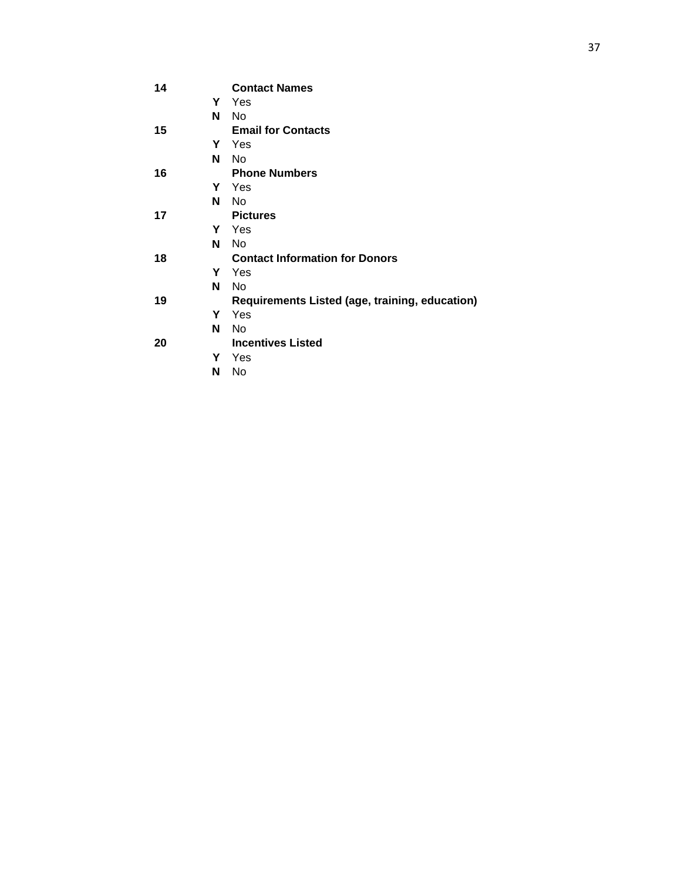**14** **Contact Names**
- **Y** Yes
- **N** No

**15** **Email for Contacts**
- **Y** Yes
- **N** No

**16** **Phone Numbers**
- **Y** Yes
- **N** No

**17** **Pictures**
- **Y** Yes
- **N** No

**18** **Contact Information for Donors**
- **Y** Yes
- **N** No

**19** **Requirements Listed (age, training, education)**
- **Y** Yes
- **N** No

**20** **Incentives Listed**
- **Y** Yes
- **N** No